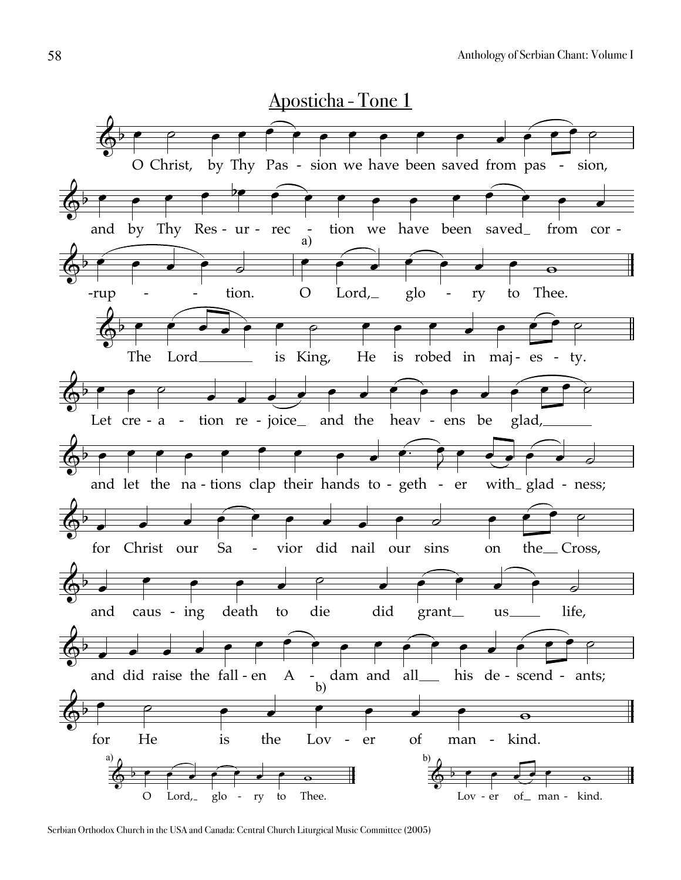# Aposticha - Tone 1

O Christ, by Thy Pas - sion we have been saved from pas - sion,

and by Thy Res - ur - rec - tion we have been saved_ from cor -

-rup - - tion. O Lord,_ glo - ry to Thee.

The Lord_______ is King, He is robed in maj - es - ty.

Let cre - a - tion re - joice_ and the heav - ens be glad,_______

and let the na - tions clap their hands to - geth - er with_ glad - ness;

for Christ our Sa - vior did nail our sins on the__ Cross,

and caus - ing death to die did grant__ us____ life,

and did raise the fall - en A - dam and all___ his de - scend - ants;

for He is the Lov - er of man - kind.

a) O Lord,_ glo - ry to Thee.

b) Lov - er of_ man - kind.

Serbian Orthodox Church in the USA and Canada: Central Church Liturgical Music Committee (2005)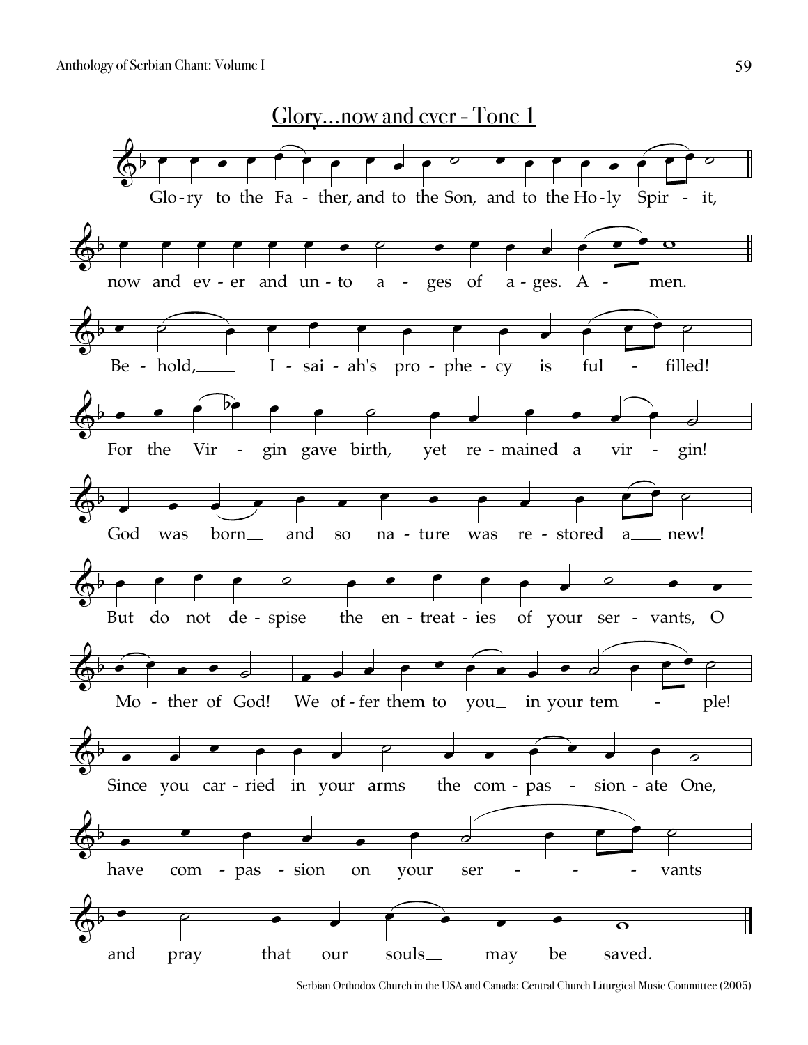## Glory...now and ever - Tone 1

Glo-ry to the Fa - ther, and to the Son, and to the Ho-ly Spir - it,

now and ev-er and un-to a - ges of a-ges. A - men.

Be - hold, I - sai - ah's pro - phe - cy is ful - filled!

For the Vir - gin gave birth, yet re - mained a vir - gin!

God was born and so na - ture was re - stored a new!

But do not de - spise the en - treat - ies of your ser - vants, O

Mo - ther of God! We of - fer them to you in your tem - ple!

Since you car - ried in your arms the com - pas - sion - ate One,

have com - pas - sion on your ser - - - vants

and pray that our souls may be saved.

Serbian Orthodox Church in the USA and Canada: Central Church Liturgical Music Committee (2005)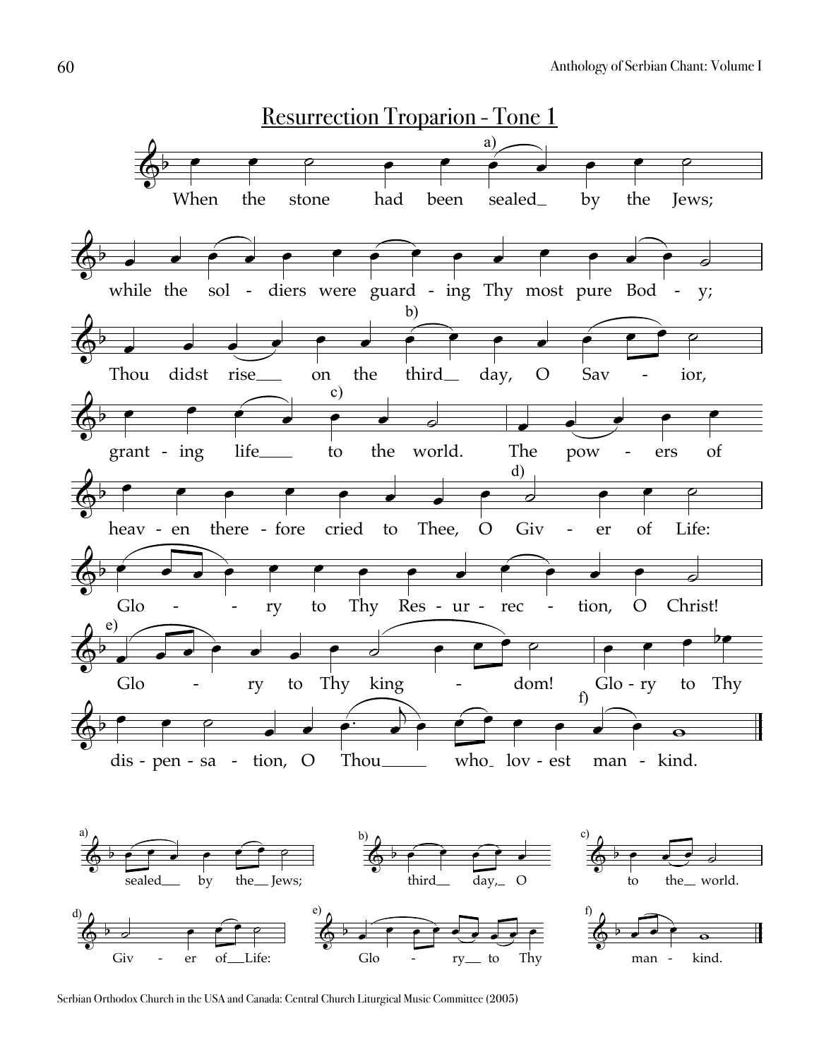# Resurrection Troparion - Tone 1

When the stone had been sealed by the Jews; while the soldiers were guarding Thy most pure Body; Thou didst rise on the third day, O Savior, granting life to the world. The powers of heaven therefore cried to Thee, O Giver of Life: Glory to Thy Resurrection, O Christ! Glory to Thy kingdom! Glory to Thy dispensation, O Thou who lovest mankind.

a) sealed by the Jews;

b) third day, O

c) to the world.

d) Giver of Life:

e) Glory to Thy

f) mankind.

Serbian Orthodox Church in the USA and Canada: Central Church Liturgical Music Committee (2005)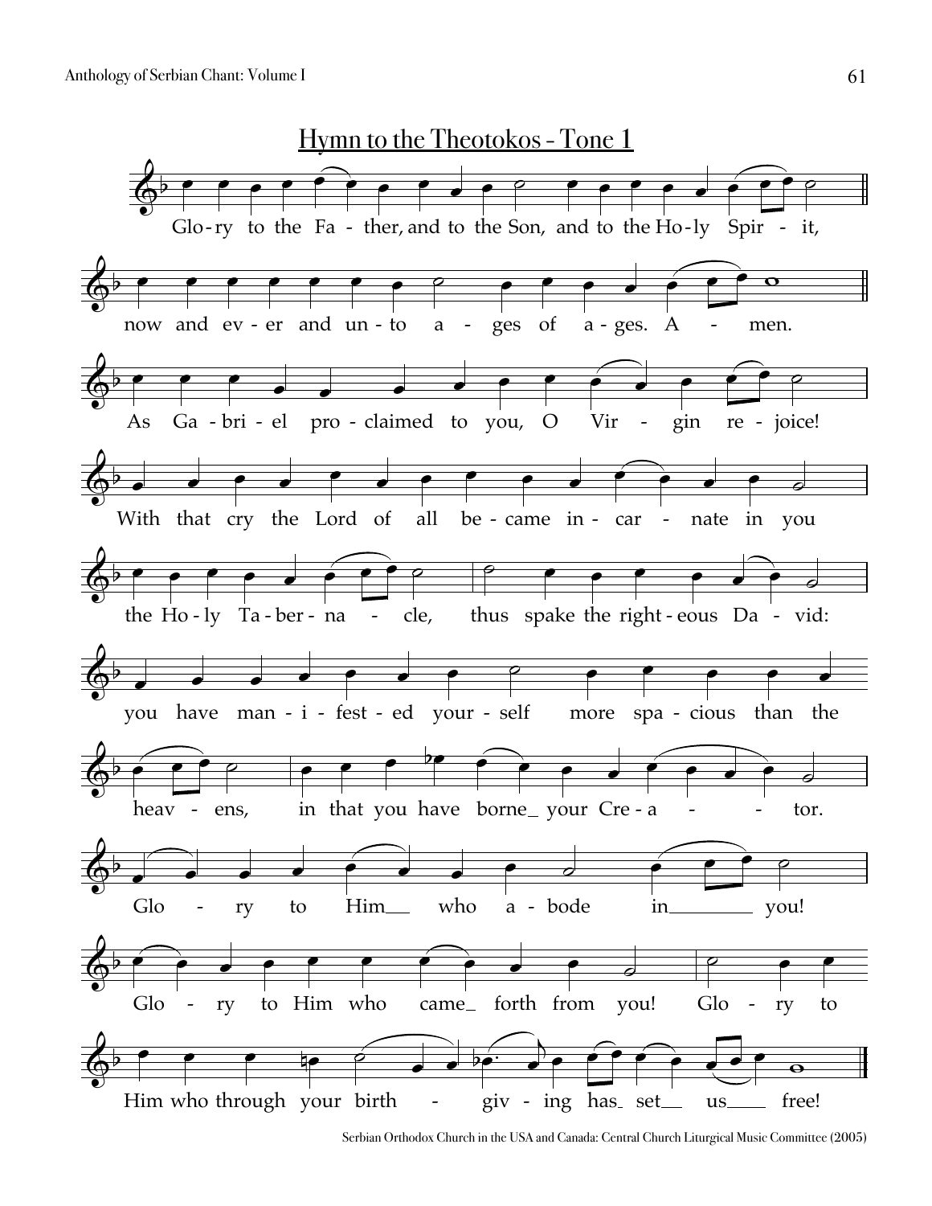# Hymn to the Theotokos - Tone 1

Glo-ry to the Fa - ther, and to the Son, and to the Ho-ly Spir - it,

now and ev - er and un - to a - ges of a - ges. A - men.

As Ga - bri - el pro - claimed to you, O Vir - gin re - joice!

With that cry the Lord of all be - came in - car - nate in you

the Ho - ly Ta - ber - na - cle, thus spake the right - eous Da - vid:

you have man - i - fest - ed your - self more spa - cious than the

heav - ens, in that you have borne_ your Cre - a - - tor.

Glo - ry to Him__ who a - bode in________ you!

Glo - ry to Him who came_ forth from you! Glo - ry to

Him who through your birth - giv - ing has_ set__ us____ free!

Serbian Orthodox Church in the USA and Canada: Central Church Liturgical Music Committee (2005)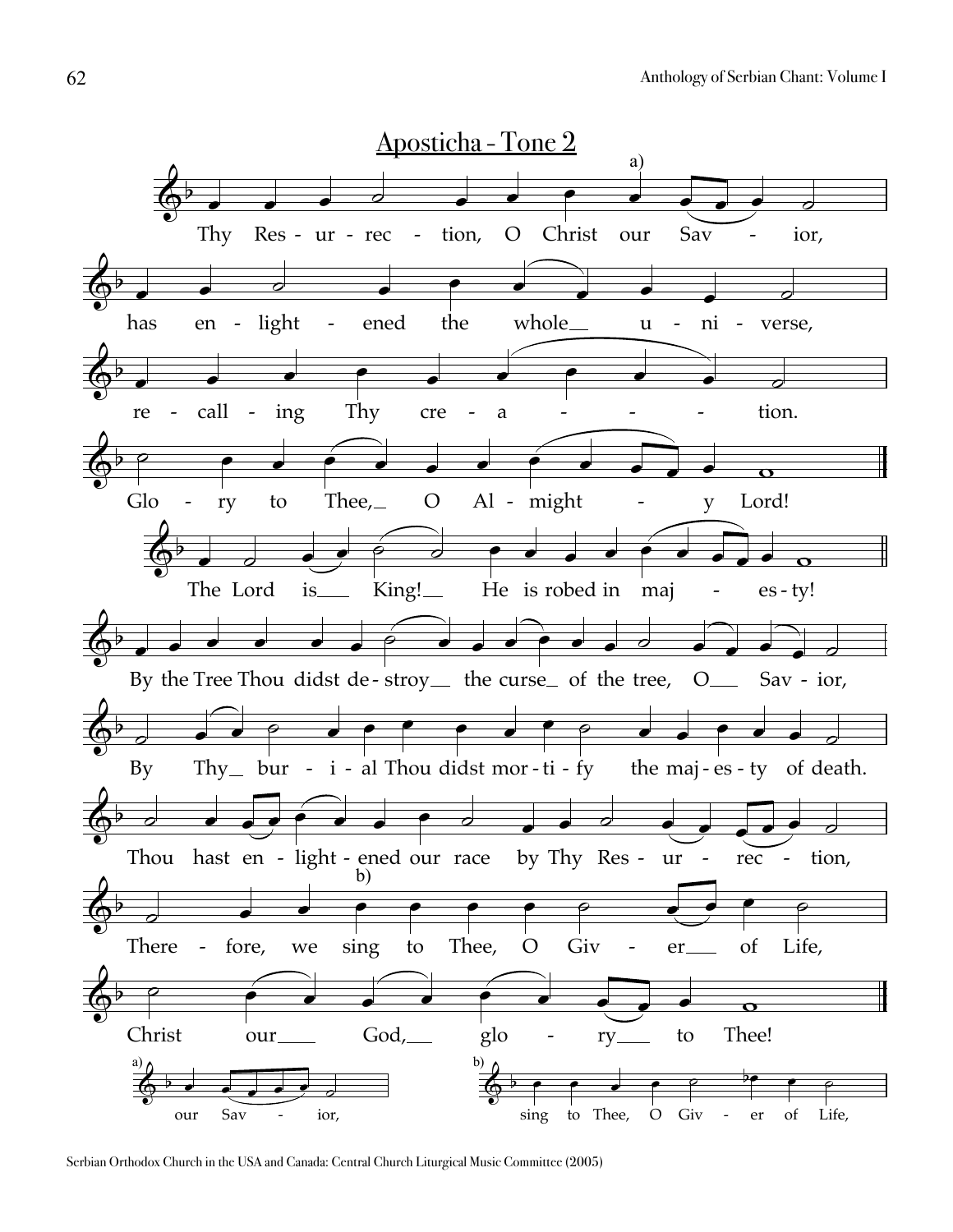## Aposticha - Tone 2

a)

Thy Res - ur - rec - tion, O Christ our Sav - ior,

has en - light - ened the whole u - ni - verse,

re - call - ing Thy cre - a - - - tion.

Glo - ry to Thee, O Al - might - y Lord!

The Lord is King! He is robed in maj - es - ty!

By the Tree Thou didst de - stroy the curse of the tree, O Sav - ior,

By Thy bur - i - al Thou didst mor - ti - fy the maj - es - ty of death.

Thou hast en - light - ened our race by Thy Res - ur - rec - tion,

b)

There - fore, we sing to Thee, O Giv - er of Life,

Christ our God, glo - ry to Thee!

a) our Sav - ior,

b) sing to Thee, O Giv - er of Life,

Serbian Orthodox Church in the USA and Canada: Central Church Liturgical Music Committee (2005)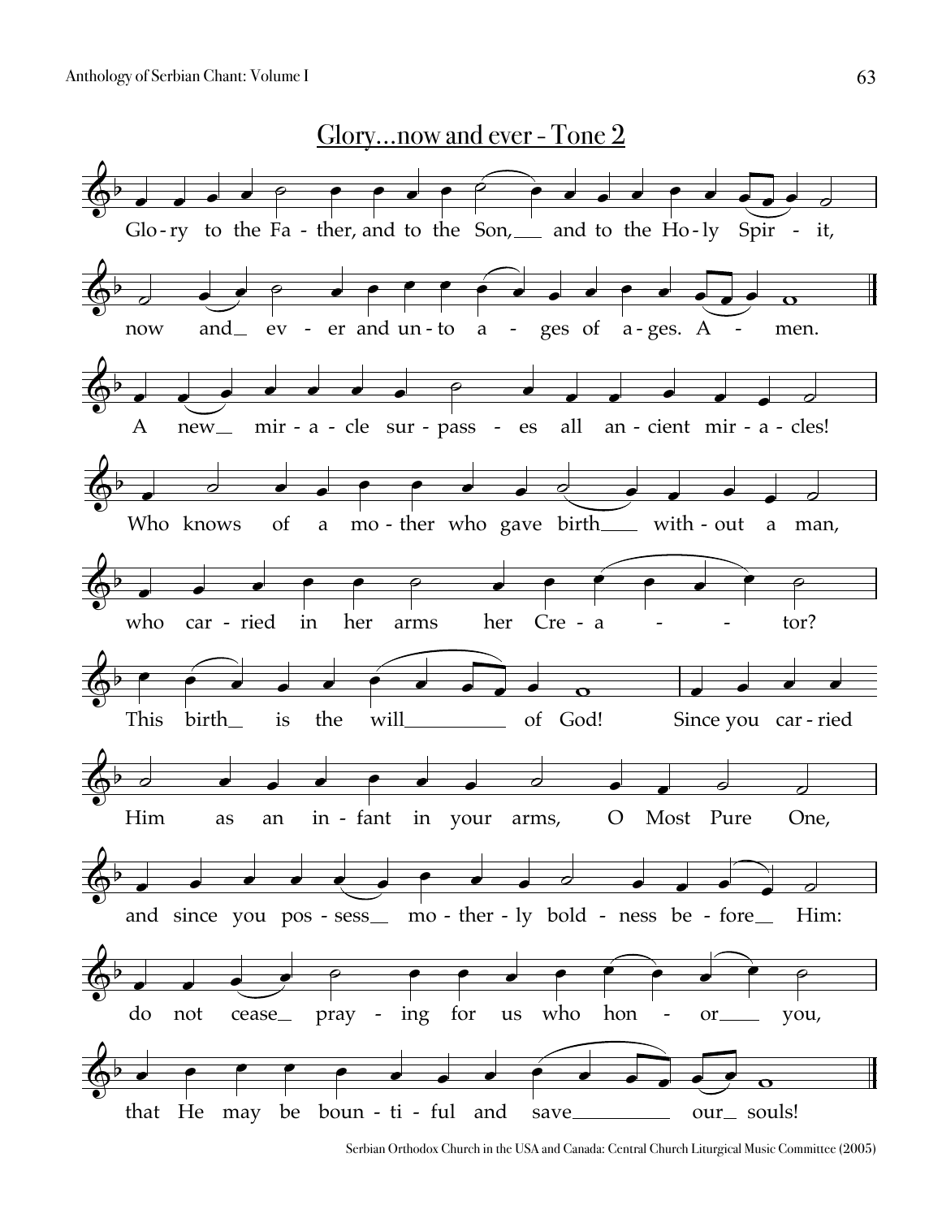## Glory…now and ever - Tone 2

Glo-ry to the Fa - ther, and to the Son, and to the Ho-ly Spir - it,

now and ev - er and un-to a - ges of a-ges. A - men.

A new mir - a - cle sur - pass - es all an - cient mir - a - cles!

Who knows of a mo - ther who gave birth with - out a man,

who car - ried in her arms her Cre - a - - tor?

This birth is the will of God! Since you car - ried

Him as an in - fant in your arms, O Most Pure One,

and since you pos - sess mo - ther - ly bold - ness be - fore Him:

do not cease pray - ing for us who hon - or you,

that He may be boun - ti - ful and save our souls!

Serbian Orthodox Church in the USA and Canada: Central Church Liturgical Music Committee (2005)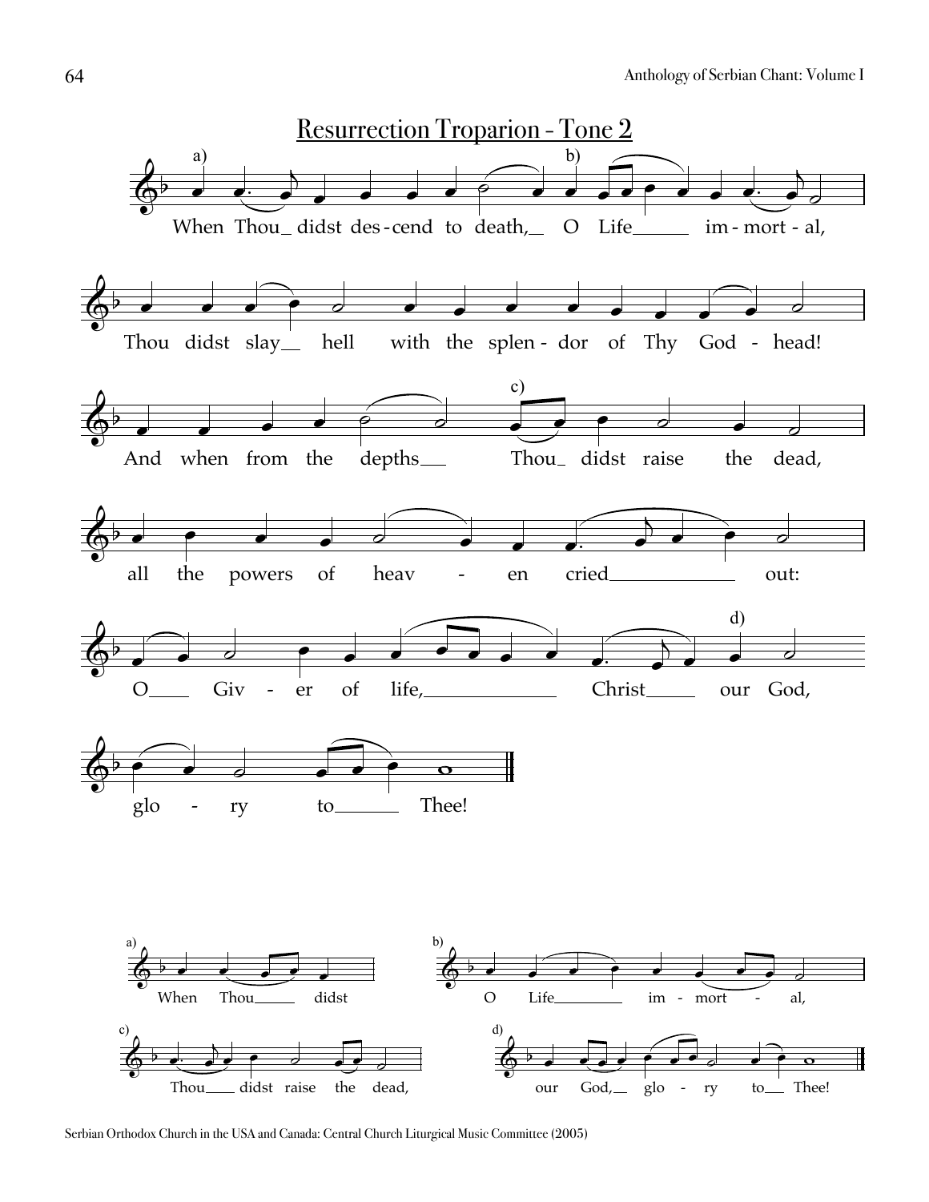# Resurrection Troparion - Tone 2

a) When Thou didst des-cend to death, b) O Life im-mort-al,

Thou didst slay hell with the splen-dor of Thy God-head!

And when from the depths c) Thou didst raise the dead,

all the powers of heav-en cried out:

O Giv-er of life, Christ d) our God,

glo-ry to Thee!

a) When Thou didst

b) O Life im-mort-al,

c) Thou didst raise the dead,

d) our God, glo-ry to Thee!

Serbian Orthodox Church in the USA and Canada: Central Church Liturgical Music Committee (2005)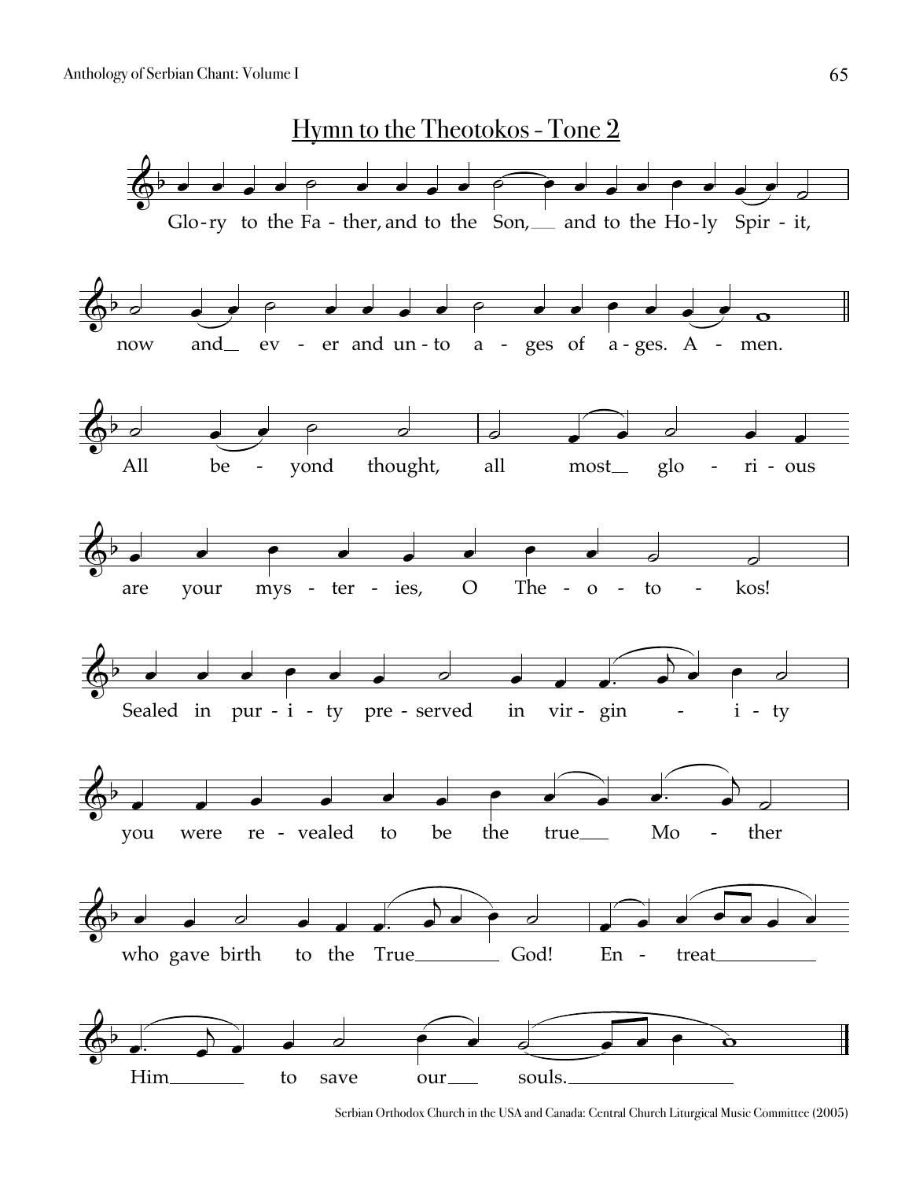## Hymn to the Theotokos - Tone 2

Glo-ry to the Fa - ther, and to the Son, and to the Ho-ly Spir - it,

now and ev - er and un-to a - ges of a-ges. A - men.

All be - yond thought, all most glo - ri - ous

are your mys - ter - ies, O The - o - to - kos!

Sealed in pur - i - ty pre - served in vir - gin - i - ty

you were re - vealed to be the true Mo - ther

who gave birth to the True God! En - treat

Him to save our souls.

Serbian Orthodox Church in the USA and Canada: Central Church Liturgical Music Committee (2005)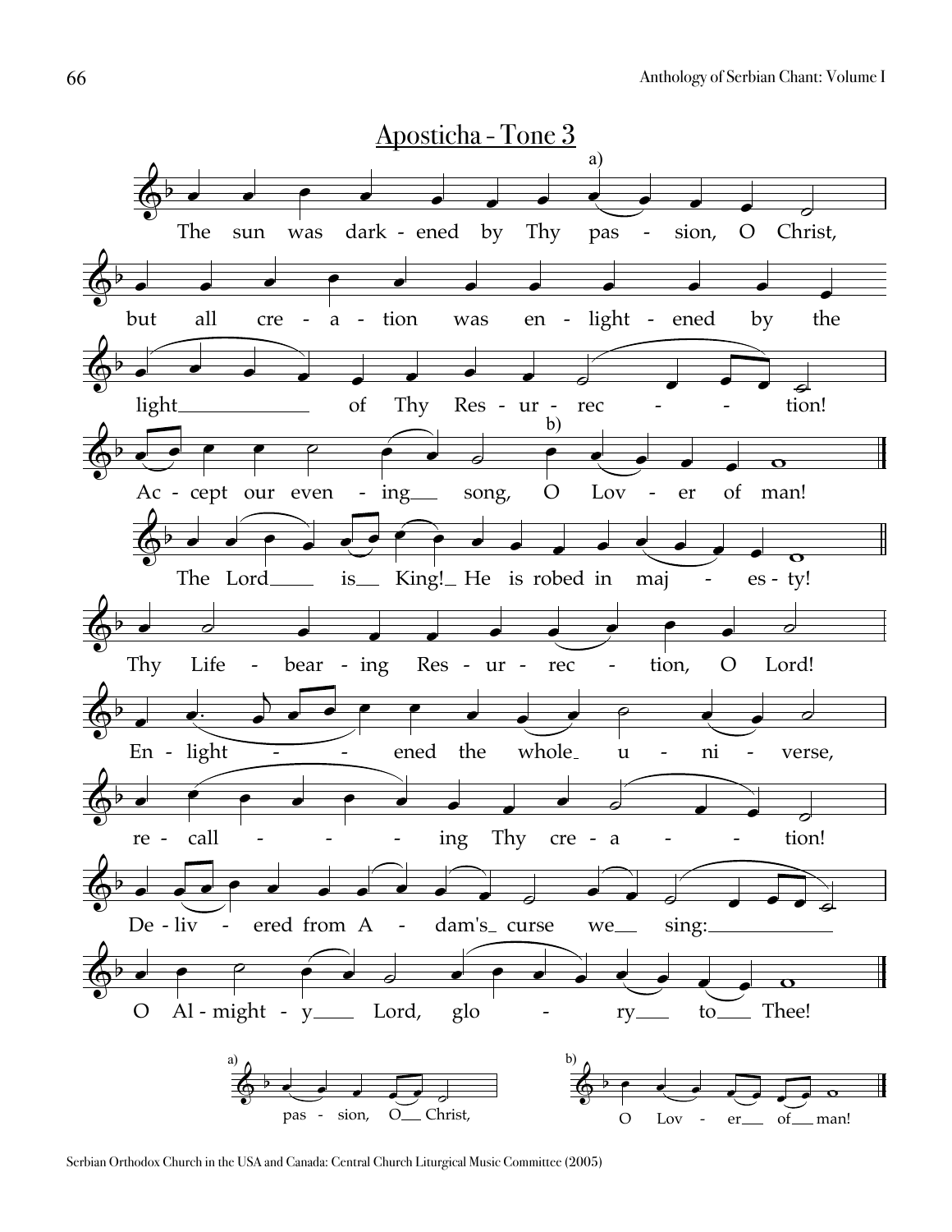## Aposticha - Tone 3

The sun was dark - ened by Thy pas - sion, O Christ,

but all cre - a - tion was en - light - ened by the

light of Thy Res - ur - rec - tion!

Ac - cept our even - ing song, O Lov - er of man!

The Lord is King! He is robed in maj - es - ty!

Thy Life - bear - ing Res - ur - rec - tion, O Lord!

En - light - ened the whole u - ni - verse,

re - call - ing Thy cre - a - tion!

De - liv - ered from A - dam's curse we sing:

O Al - might - y Lord, glo - ry to Thee!

a) pas - sion, O Christ,

b) O Lov - er of man!

Serbian Orthodox Church in the USA and Canada: Central Church Liturgical Music Committee (2005)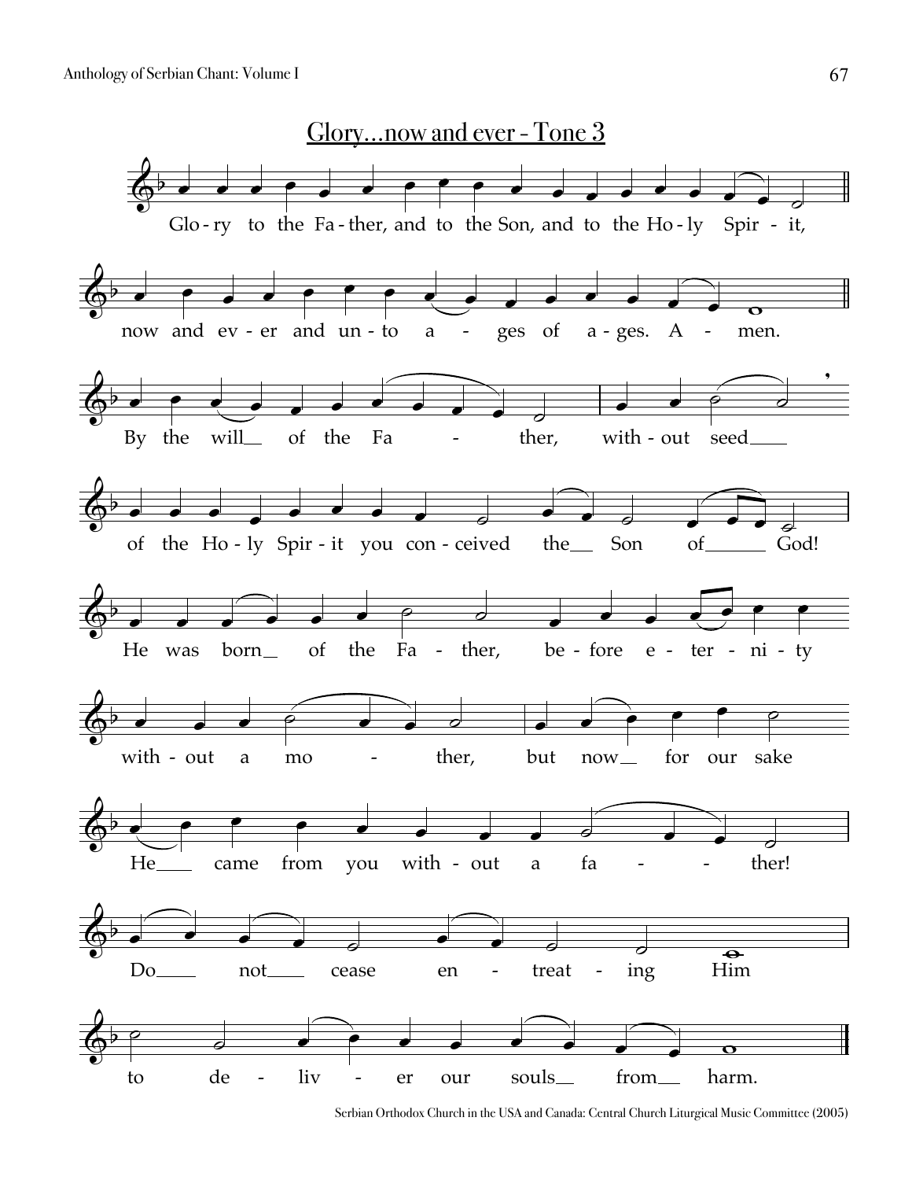## Glory...now and ever - Tone 3

Glo - ry to the Fa - ther, and to the Son, and to the Ho - ly Spir - it,

now and ev - er and un - to a - ges of a - ges. A - men.

By the will__ of the Fa - ther, with - out seed____

of the Ho - ly Spir - it you con - ceived the__ Son of______ God!

He was born__ of the Fa - ther, be - fore e - ter - ni - ty

with - out a mo - ther, but now__ for our sake

He____ came from you with - out a fa - - ther!

Do____ not____ cease en - treat - ing Him

to de - liv - er our souls__ from__ harm.

Serbian Orthodox Church in the USA and Canada: Central Church Liturgical Music Committee (2005)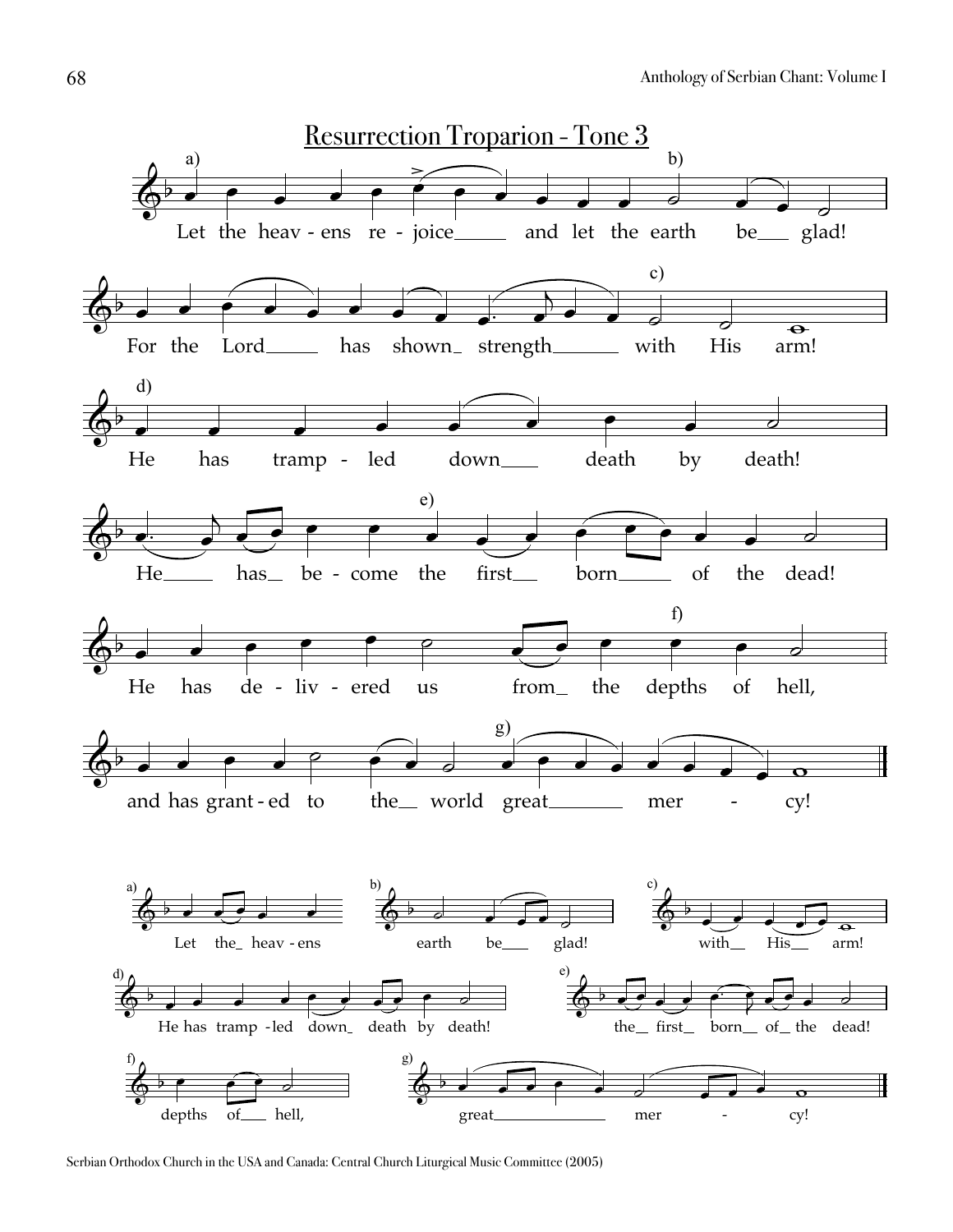# Resurrection Troparion - Tone 3

a) Let the heav - ens re - joice and let the earth b) be glad!

For the Lord has shown strength c) with His arm!

d) He has tramp - led down death by death!

He has be - come e) the first born of the dead!

He has de - liv - ered us from the f) depths of hell,

and has grant - ed to the world g) great mer - cy!

a) Let the heav - ens

b) earth be glad!

c) with His arm!

d) He has tramp - led down death by death!

e) the first born of the dead!

f) depths of hell,

g) great mer - cy!

Serbian Orthodox Church in the USA and Canada: Central Church Liturgical Music Committee (2005)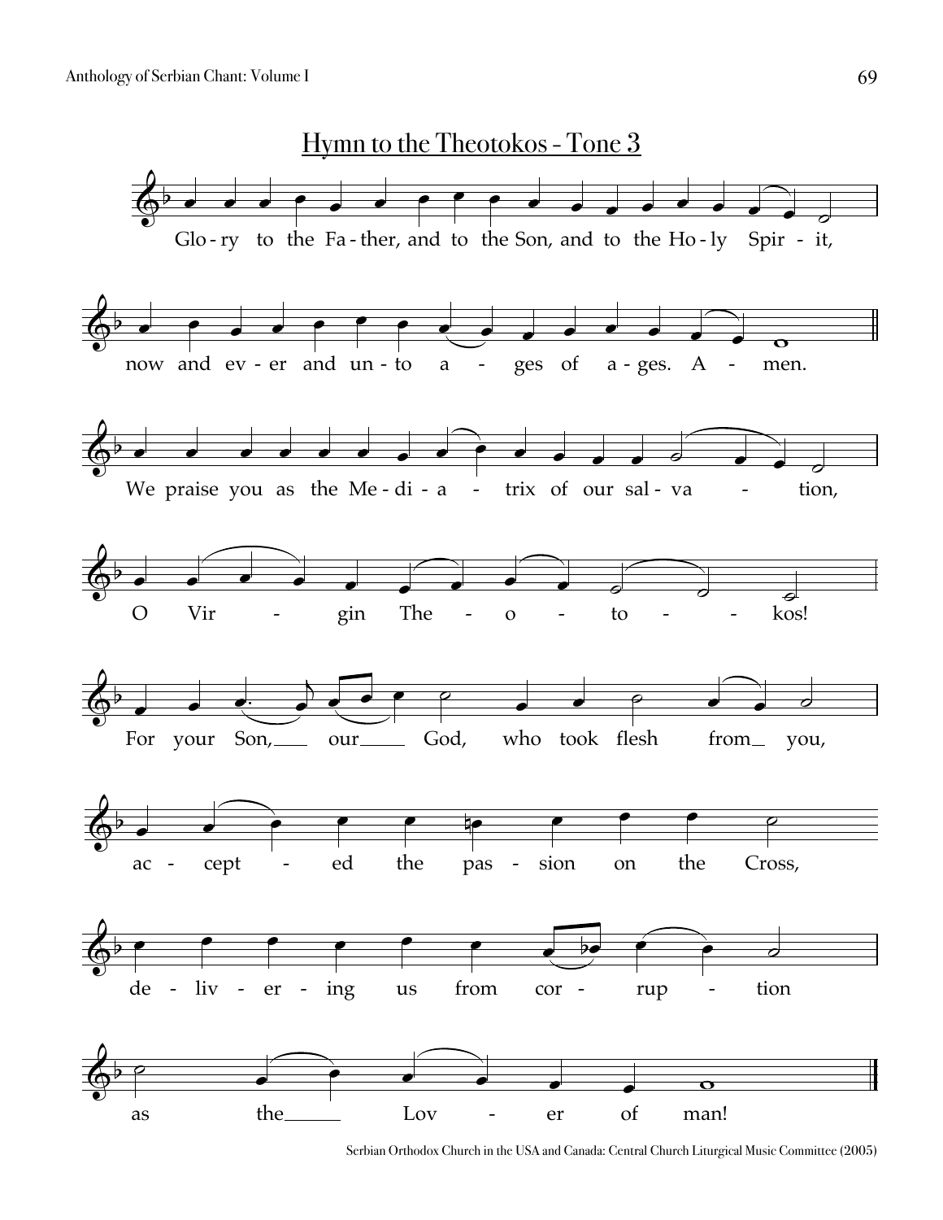# Hymn to the Theotokos - Tone 3

Glo - ry to the Fa - ther, and to the Son, and to the Ho - ly Spir - it,

now and ev - er and un - to a - ges of a - ges. A - men.

We praise you as the Me - di - a - trix of our sal - va - tion,

O Vir - gin The - o - to - kos!

For your Son, our God, who took flesh from you,

ac - cept - ed the pas - sion on the Cross,

de - liv - er - ing us from cor - rup - tion

as the Lov - er of man!

Serbian Orthodox Church in the USA and Canada: Central Church Liturgical Music Committee (2005)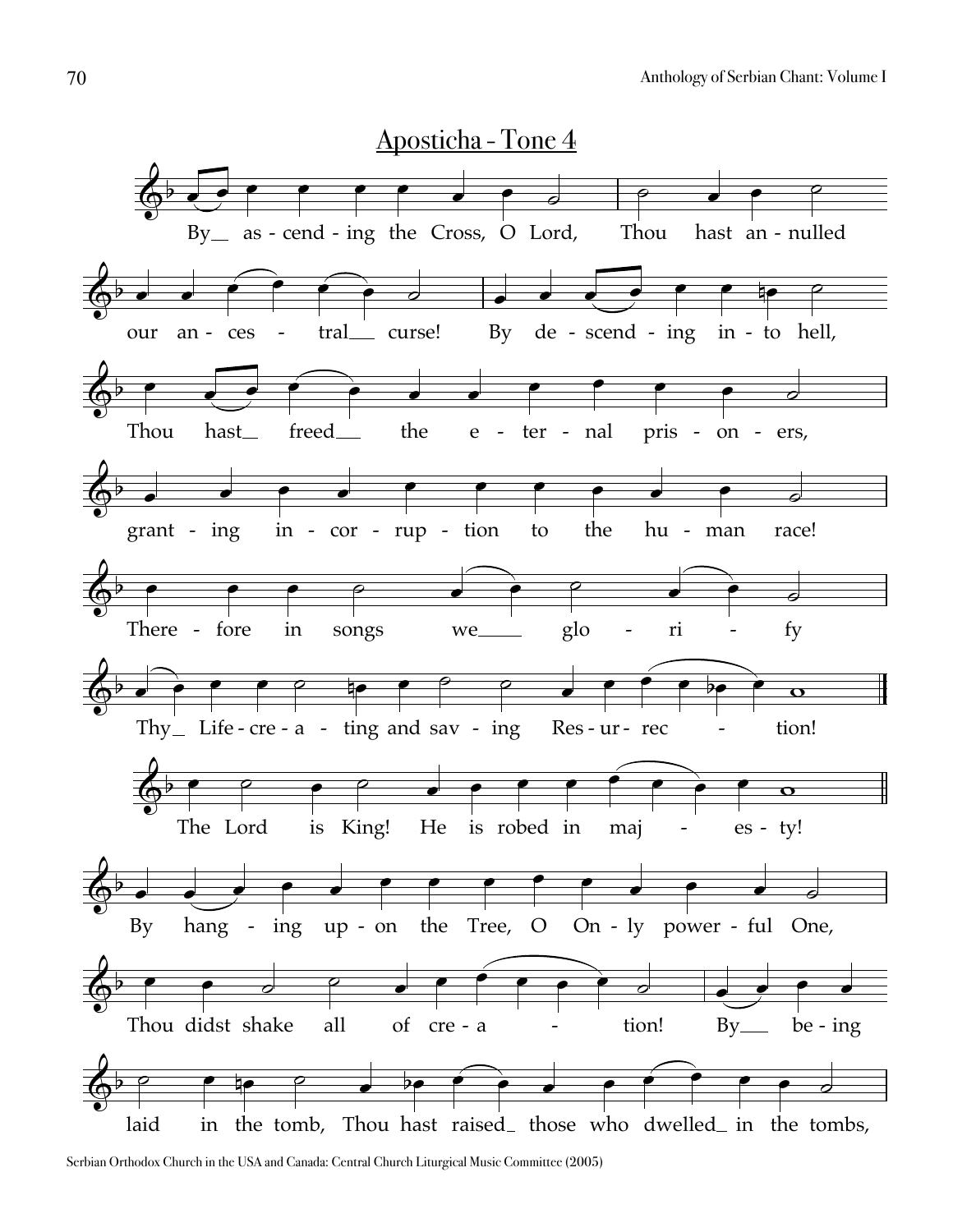## Aposticha - Tone 4

By__ as - cend - ing the Cross, O Lord, Thou hast an - nulled

our an - ces - tral__ curse! By de - scend - ing in - to hell,

Thou hast__ freed__ the e - ter - nal pris - on - ers,

grant - ing in - cor - rup - tion to the hu - man race!

There - fore in songs we____ glo - ri - fy

Thy__ Life - cre - a - ting and sav - ing Res - ur - rec - tion!

The Lord is King! He is robed in maj - es - ty!

By hang - ing up - on the Tree, O On - ly power - ful One,

Thou didst shake all of cre - a - tion! By__ be - ing

laid in the tomb, Thou hast raised_ those who dwelled_ in the tombs,

Serbian Orthodox Church in the USA and Canada: Central Church Liturgical Music Committee (2005)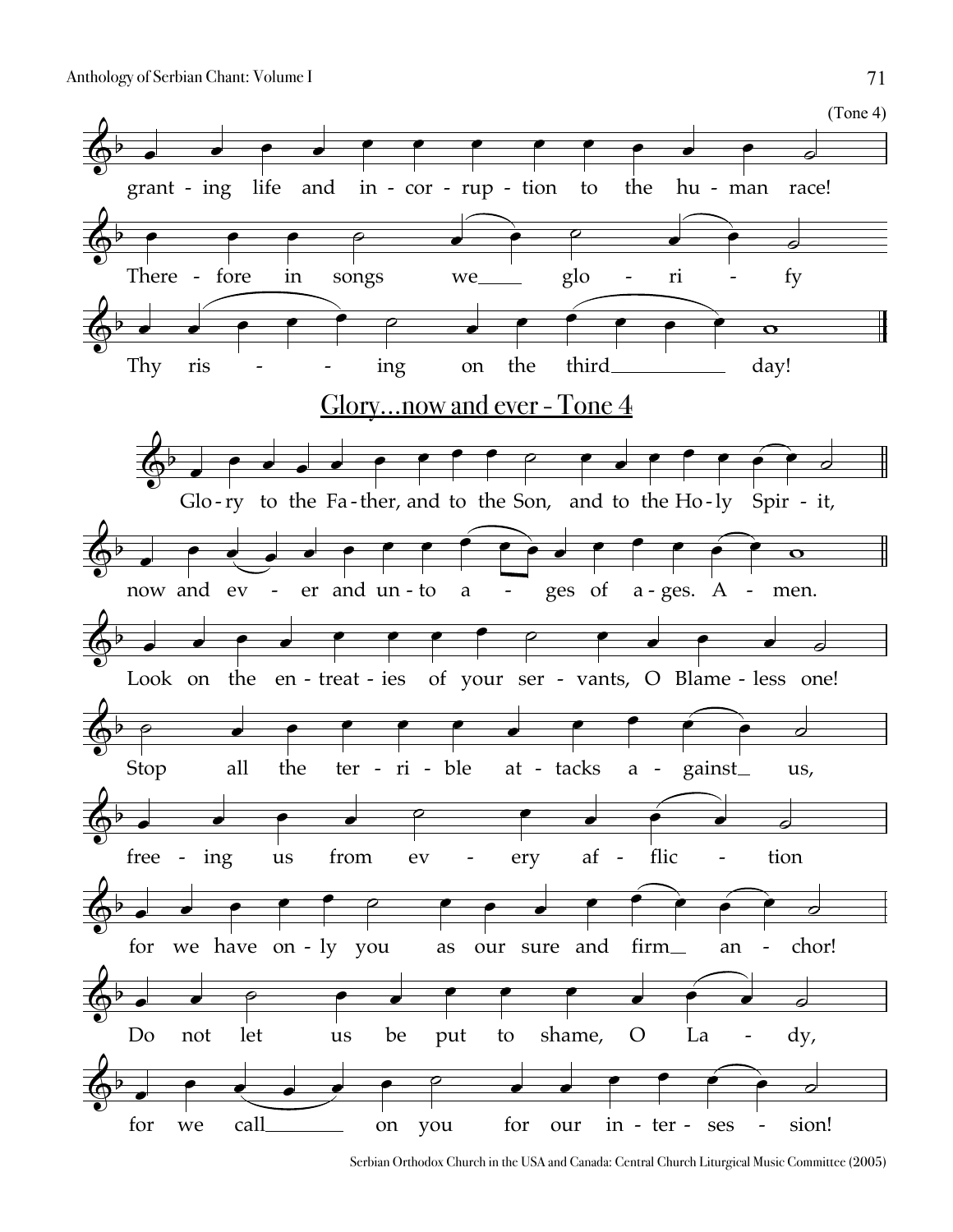(Tone 4)

grant - ing life and in - cor - rup - tion to the hu - man race!

There - fore in songs we___ glo - ri - fy

Thy ris - - ing on the third__________ day!

## Glory...now and ever - Tone 4

Glo - ry to the Fa - ther, and to the Son, and to the Ho - ly Spir - it,

now and ev - er and un - to a - ges of a - ges. A - men.

Look on the en - treat - ies of your ser - vants, O Blame - less one!

Stop all the ter - ri - ble at - tacks a - gainst_ us,

free - ing us from ev - ery af - flic - tion

for we have on - ly you as our sure and firm_ an - chor!

Do not let us be put to shame, O La - dy,

for we call_______ on you for our in - ter - ses - sion!

Serbian Orthodox Church in the USA and Canada: Central Church Liturgical Music Committee (2005)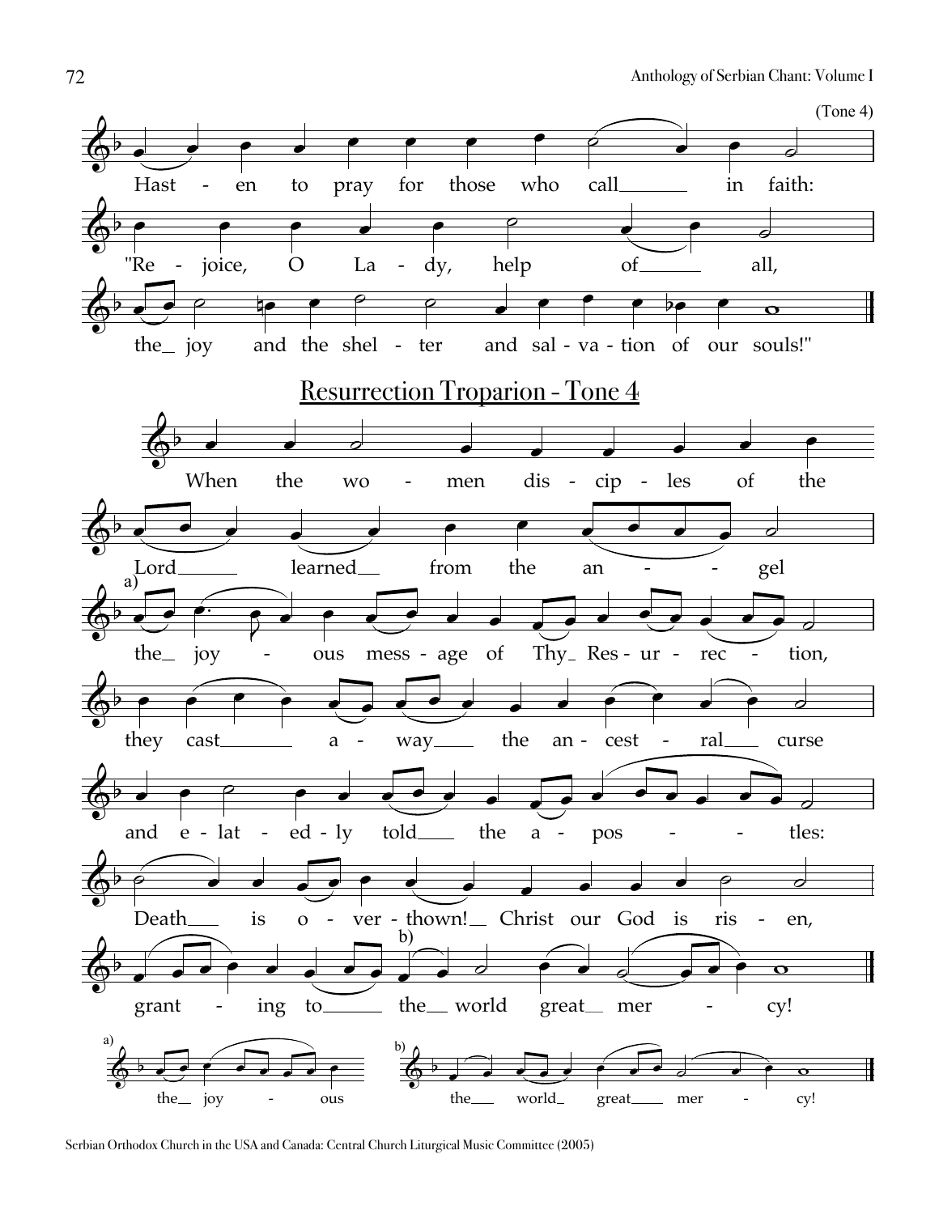(Tone 4)

Hasten to pray for those who call in faith:
"Rejoice, O Lady, help of all,
the joy and the shelter and salvation of our souls!"

## Resurrection Troparion - Tone 4

When the women disciples of the
Lord learned from the angel
a) the joyous message of Thy Resurrection,
they cast away the ancestral curse
and elatedly told the apostles:
Death is overthrown! Christ our God is risen,
granting to b) the world great mercy!

a) the joyous

b) the world great mercy!

Serbian Orthodox Church in the USA and Canada: Central Church Liturgical Music Committee (2005)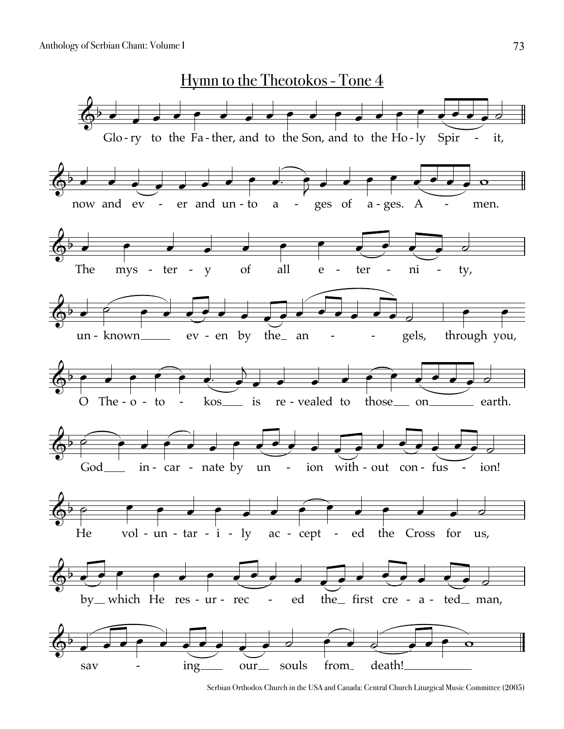# Hymn to the Theotokos - Tone 4

Glo - ry to the Fa - ther, and to the Son, and to the Ho - ly Spir - it,

now and ev - er and un - to a - ges of a - ges. A - men.

The mys - ter - y of all e - ter - ni - ty,

un - known ev - en by the an - gels, through you,

O The - o - to - kos is re - vealed to those on earth.

God in - car - nate by un - ion with - out con - fus - ion!

He vol - un - tar - i - ly ac - cept - ed the Cross for us,

by which He res - ur - rec - ed the first cre - a - ted man,

sav - ing our souls from death!

Serbian Orthodox Church in the USA and Canada: Central Church Liturgical Music Committee (2005)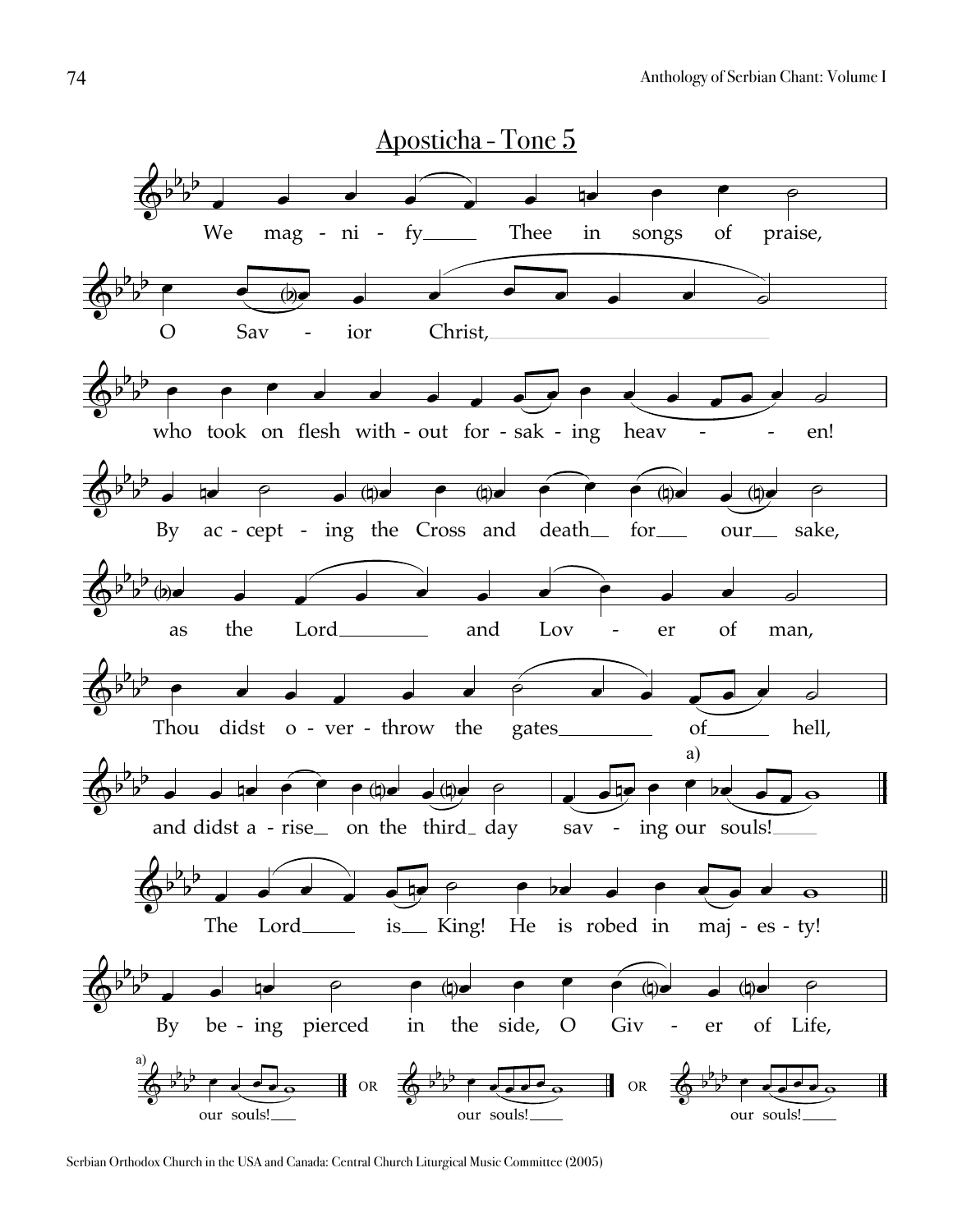## Aposticha - Tone 5

We mag - ni - fy Thee in songs of praise,

O Sav - ior Christ,

who took on flesh with - out for - sak - ing heav - - en!

By ac - cept - ing the Cross and death for our sake,

as the Lord and Lov - er of man,

Thou didst o - ver - throw the gates of hell,

and didst a - rise on the third day sav - ing our souls![a]

The Lord is King! He is robed in maj - es - ty!

By be - ing pierced in the side, O Giv - er of Life,

a) our souls! OR our souls! OR our souls!

Serbian Orthodox Church in the USA and Canada: Central Church Liturgical Music Committee (2005)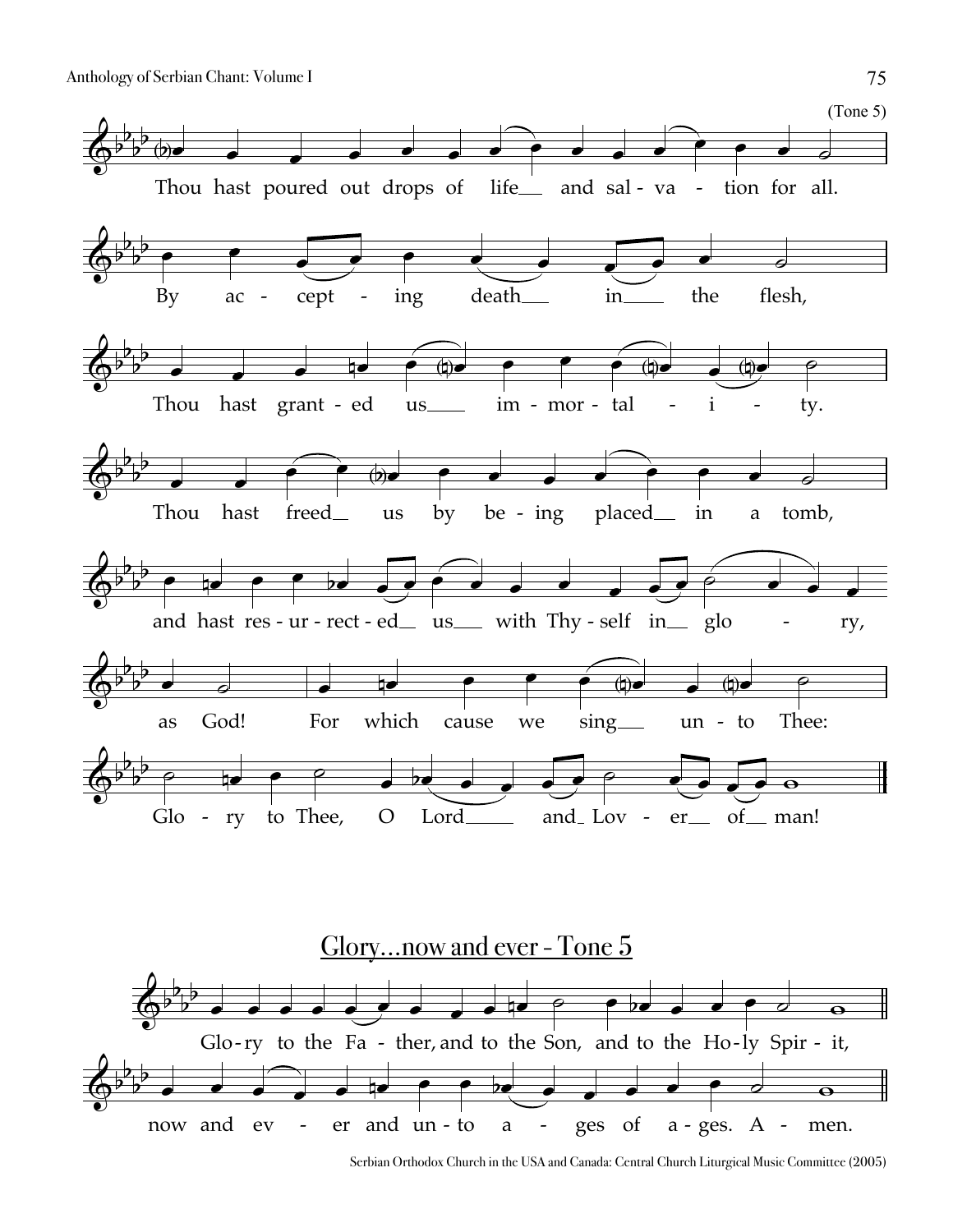(Tone 5)

Thou hast poured out drops of life and salvation for all.

By accepting death in the flesh,

Thou hast granted us immortality.

Thou hast freed us by being placed in a tomb,

and hast resurrected us with Thyself in glory,

as God! For which cause we sing unto Thee:

Glory to Thee, O Lord and Lover of man!

## Glory...now and ever - Tone 5

Glory to the Father, and to the Son, and to the Holy Spirit,

now and ever and unto ages of ages. Amen.

Serbian Orthodox Church in the USA and Canada: Central Church Liturgical Music Committee (2005)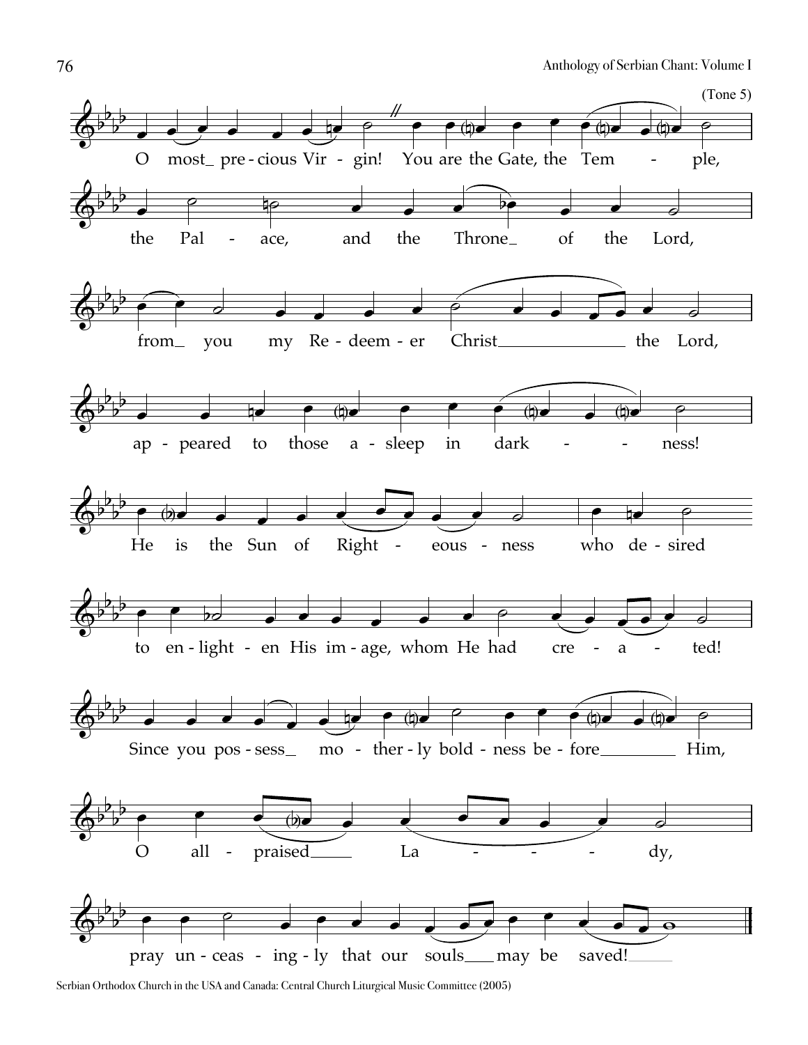(Tone 5)

O most_ pre - cious Vir - gin! You are the Gate, the Tem - ple,

the Pal - ace, and the Throne_ of the Lord,

from_ you my Re - deem - er Christ the Lord,

ap - peared to those a - sleep in dark - - ness!

He is the Sun of Right - eous - ness who de - sired

to en - light - en His im - age, whom He had cre - a - ted!

Since you pos - sess_ mo - ther - ly bold - ness be - fore Him,

O all - praised La - - - dy,

pray un - ceas - ing - ly that our souls_ may be saved!

Serbian Orthodox Church in the USA and Canada: Central Church Liturgical Music Committee (2005)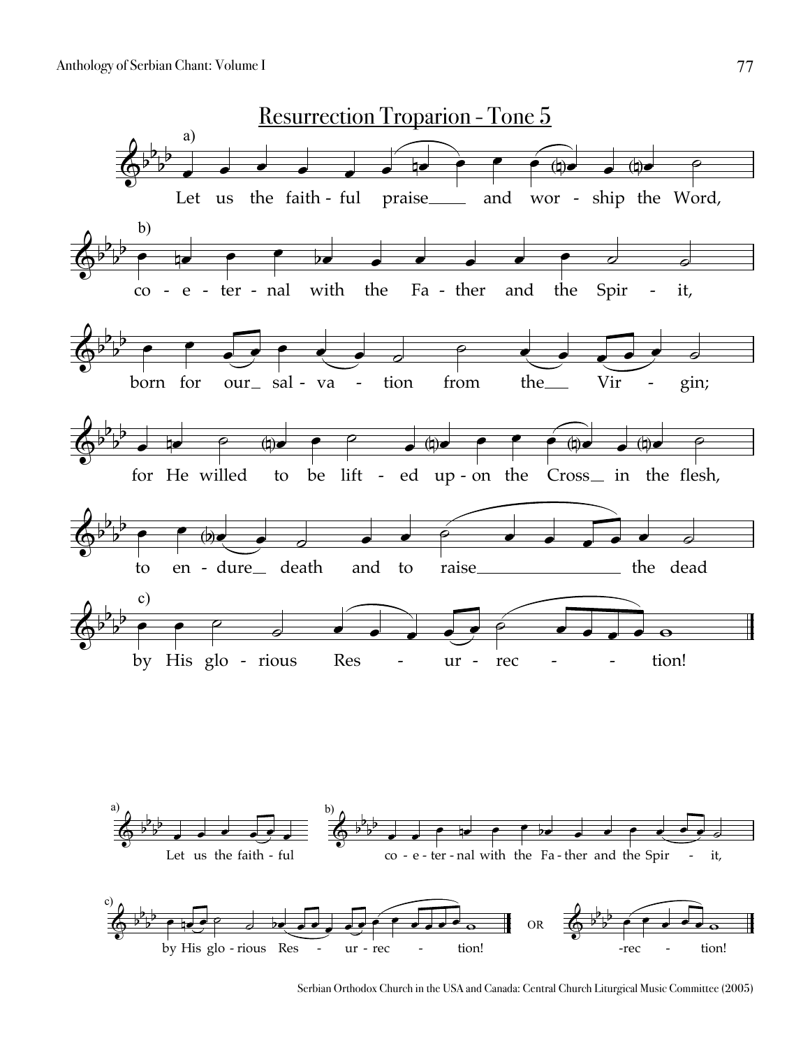## Resurrection Troparion - Tone 5

a) Let us the faith - ful praise___ and wor - ship the Word,

b) co - e - ter - nal with the Fa - ther and the Spir - it,

born for our_ sal - va - tion from the___ Vir - gin;

for He willed to be lift - ed up - on the Cross_ in the flesh,

to en - dure_ death and to raise_________________ the dead

c) by His glo - rious Res - ur - rec - - tion!

a) Let us the faith - ful

b) co - e - ter - nal with the Fa - ther and the Spir - it,

c) by His glo - rious Res - ur - rec - tion! OR -rec - tion!

Serbian Orthodox Church in the USA and Canada: Central Church Liturgical Music Committee (2005)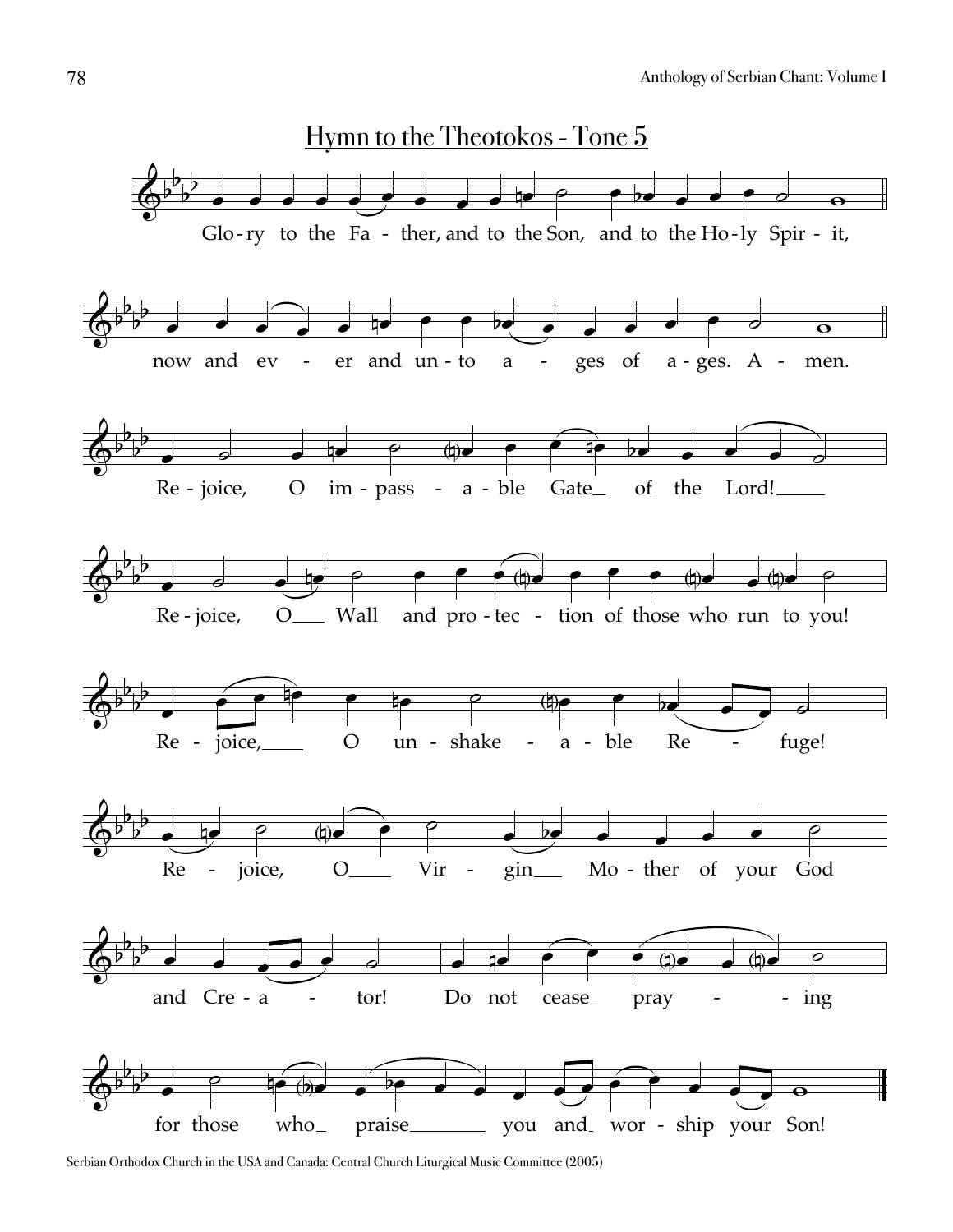## Hymn to the Theotokos - Tone 5

Glo-ry to the Fa - ther, and to the Son, and to the Ho-ly Spir - it,

now and ev - er and un-to a - ges of a-ges. A - men.

Re-joice, O im-pass - a-ble Gate of the Lord!

Re-joice, O Wall and pro-tec - tion of those who run to you!

Re - joice, O un-shake - a-ble Re - fuge!

Re - joice, O Vir - gin Mo-ther of your God

and Cre-a - tor! Do not cease pray - - ing

for those who praise you and wor-ship your Son!

Serbian Orthodox Church in the USA and Canada: Central Church Liturgical Music Committee (2005)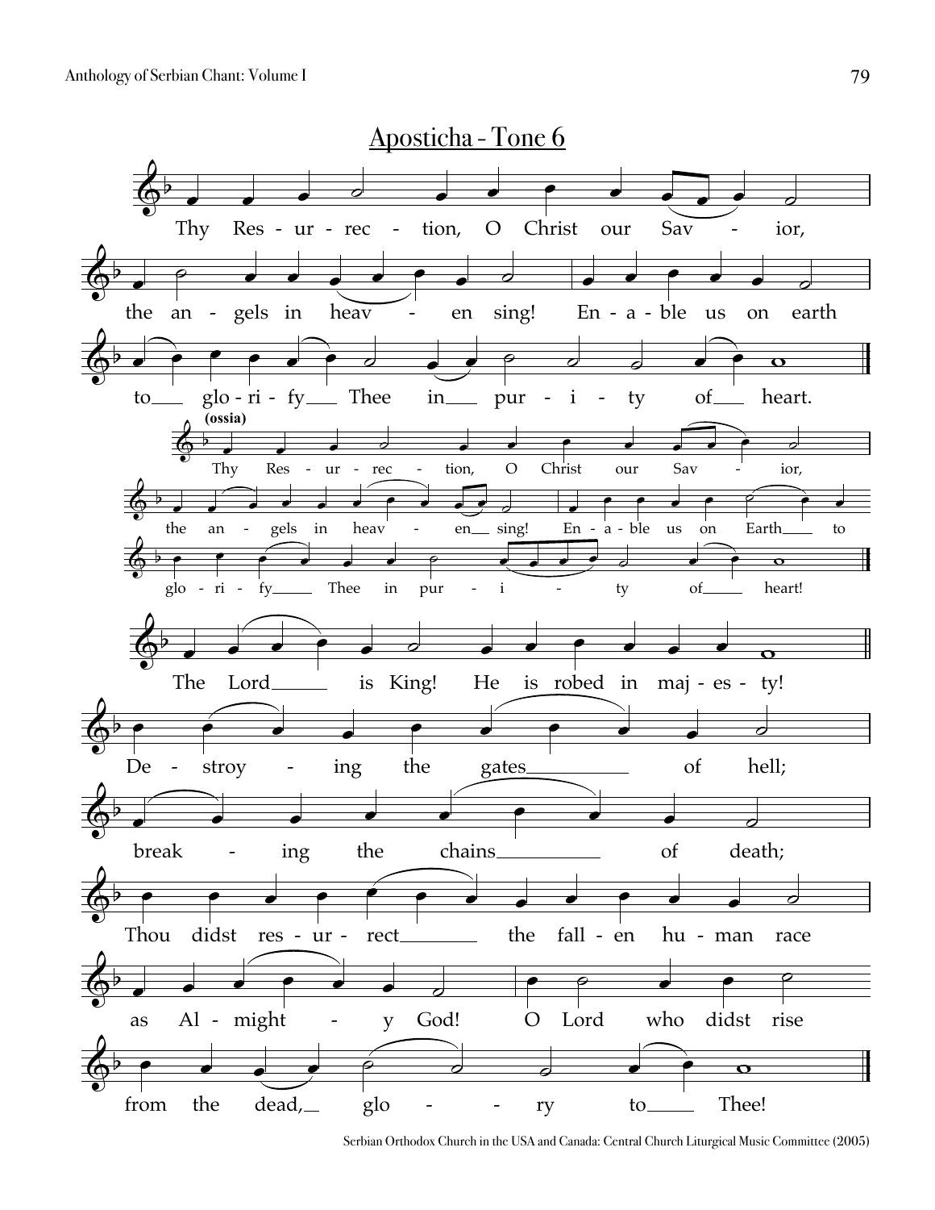# Aposticha - Tone 6

Thy Res - ur - rec - tion, O Christ our Sav - ior,

the an - gels in heav - en sing! En - a - ble us on earth

to glo - ri - fy Thee in pur - i - ty of heart.

**(ossia)**

Thy Res - ur - rec - tion, O Christ our Sav - ior,

the an - gels in heav - en sing! En - a - ble us on Earth to

glo - ri - fy Thee in pur - i - ty of heart!

The Lord is King! He is robed in maj - es - ty!

De - stroy - ing the gates of hell;

break - ing the chains of death;

Thou didst res - ur - rect the fall - en hu - man race

as Al - might - y God! O Lord who didst rise

from the dead, glo - ry to Thee!

Serbian Orthodox Church in the USA and Canada: Central Church Liturgical Music Committee (2005)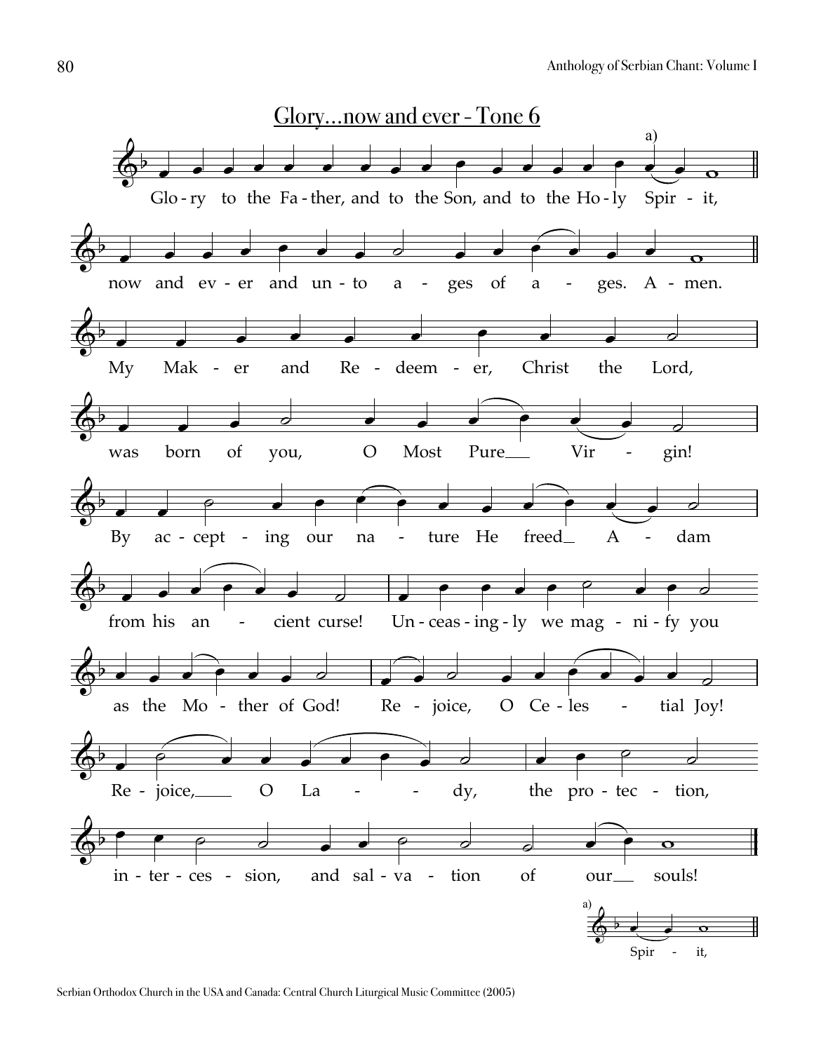## Glory…now and ever - Tone 6

Glo - ry to the Fa - ther, and to the Son, and to the Ho - ly Spir - it,

now and ev - er and un - to a - ges of a - ges. A - men.

My Mak - er and Re - deem - er, Christ the Lord,

was born of you, O Most Pure Vir - gin!

By ac - cept - ing our na - ture He freed A - dam

from his an - cient curse! Un - ceas - ing - ly we mag - ni - fy you

as the Mo - ther of God! Re - joice, O Ce - les - tial Joy!

Re - joice, O La - dy, the pro - tec - tion,

in - ter - ces - sion, and sal - va - tion of our souls!

a) Spir - it,

Serbian Orthodox Church in the USA and Canada: Central Church Liturgical Music Committee (2005)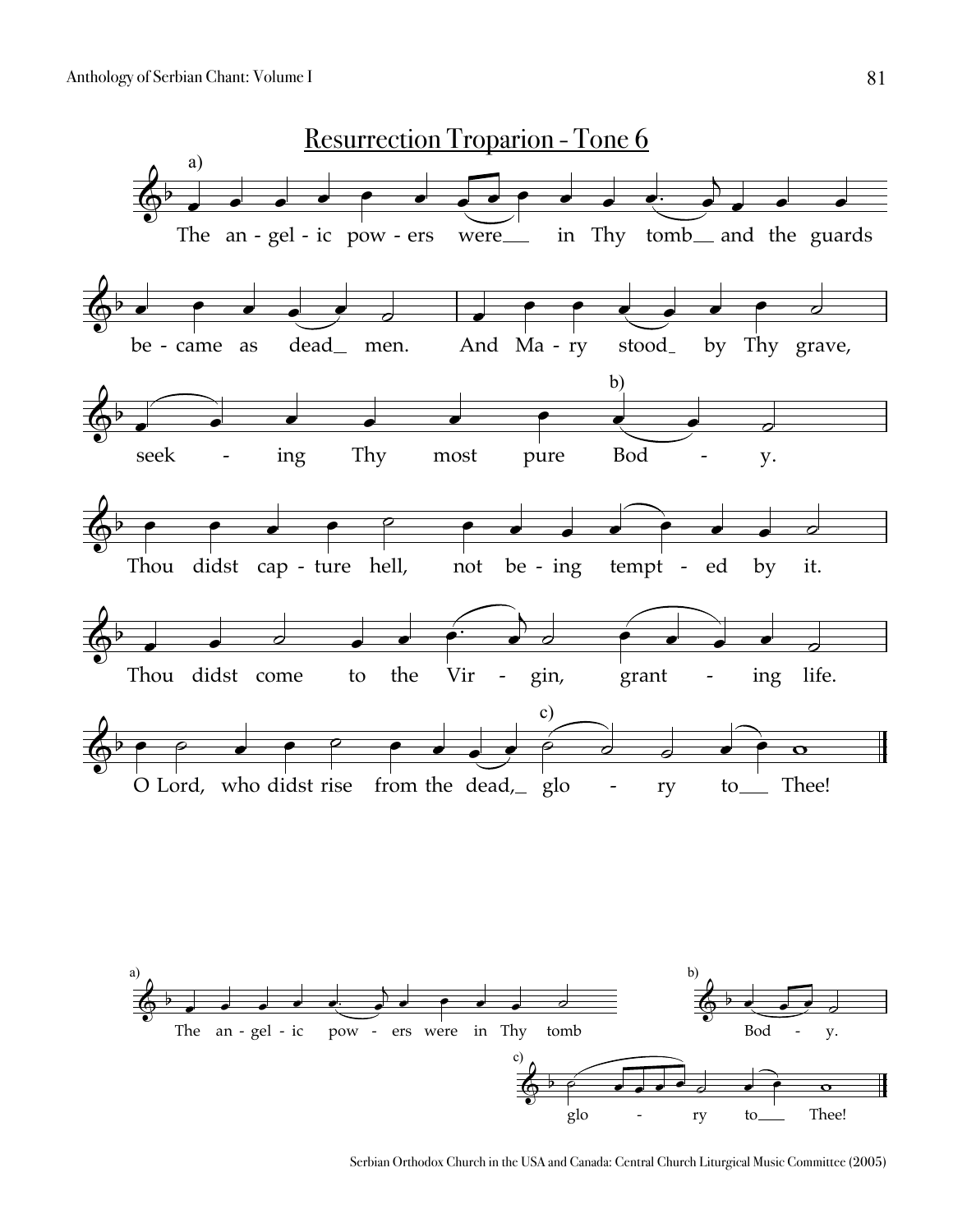## Resurrection Troparion - Tone 6

a)

The an - gel - ic pow - ers were___ in Thy tomb___ and the guards be - came as dead___ men. And Ma - ry stood___ by Thy grave, seek - ing Thy most pure Bod - y.

b)

Thou didst cap - ture hell, not be - ing tempt - ed by it. Thou didst come to the Vir - gin, grant - ing life. O Lord, who didst rise from the dead,___ glo - ry to___ Thee!

c)

a) The an - gel - ic pow - ers were in Thy tomb

b) Bod - y.

c) glo - ry to___ Thee!

Serbian Orthodox Church in the USA and Canada: Central Church Liturgical Music Committee (2005)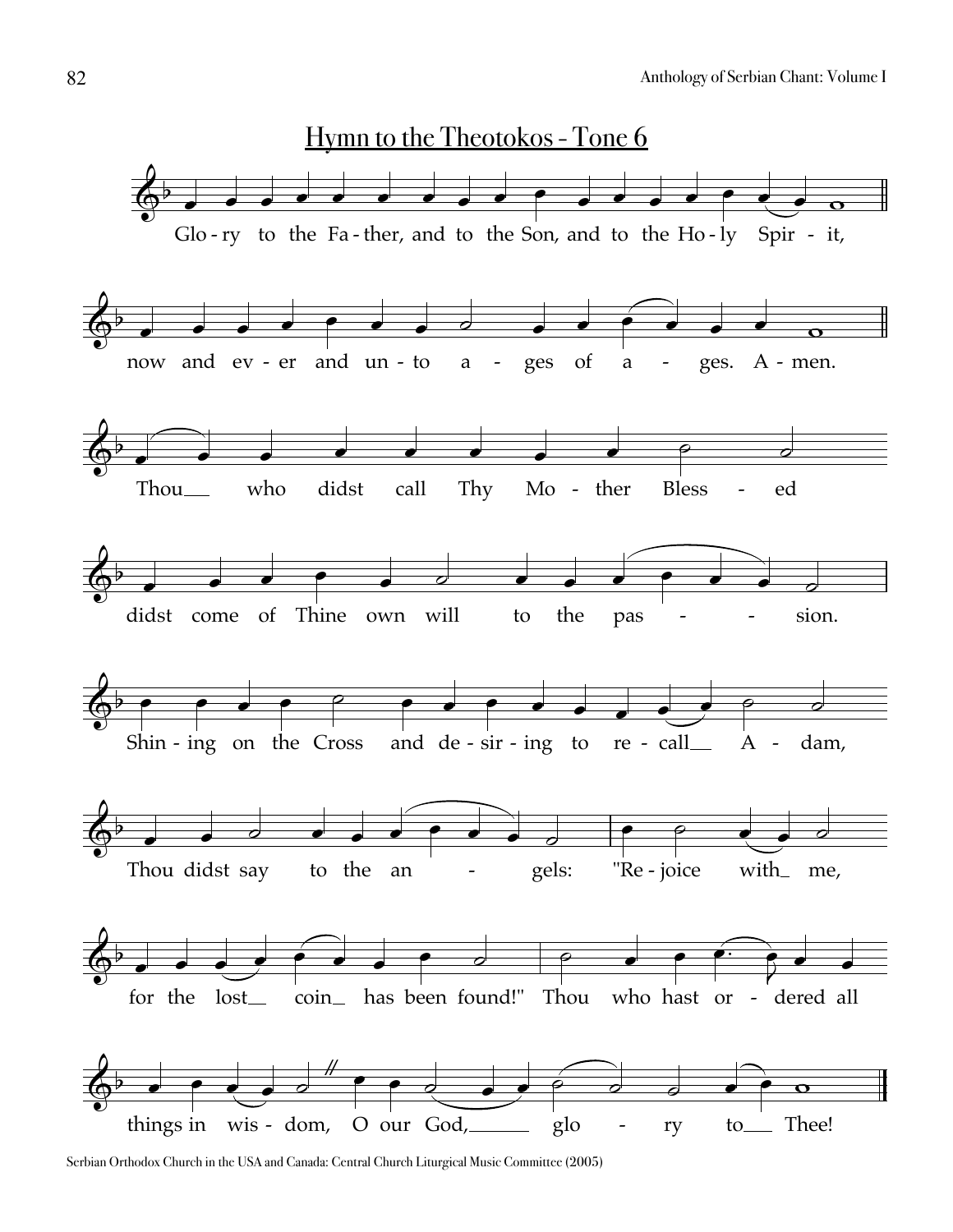# Hymn to the Theotokos - Tone 6

Glo - ry to the Fa - ther, and to the Son, and to the Ho - ly Spir - it,

now and ev - er and un - to a - ges of a - ges. A - men.

Thou___ who didst call Thy Mo - ther Bless - ed

didst come of Thine own will to the pas - - sion.

Shin - ing on the Cross and de - sir - ing to re - call___ A - dam,

Thou didst say to the an - gels: "Re - joice with_ me,

for the lost__ coin_ has been found!" Thou who hast or - dered all

things in wis - dom, O our God,______ glo - ry to___ Thee!

Serbian Orthodox Church in the USA and Canada: Central Church Liturgical Music Committee (2005)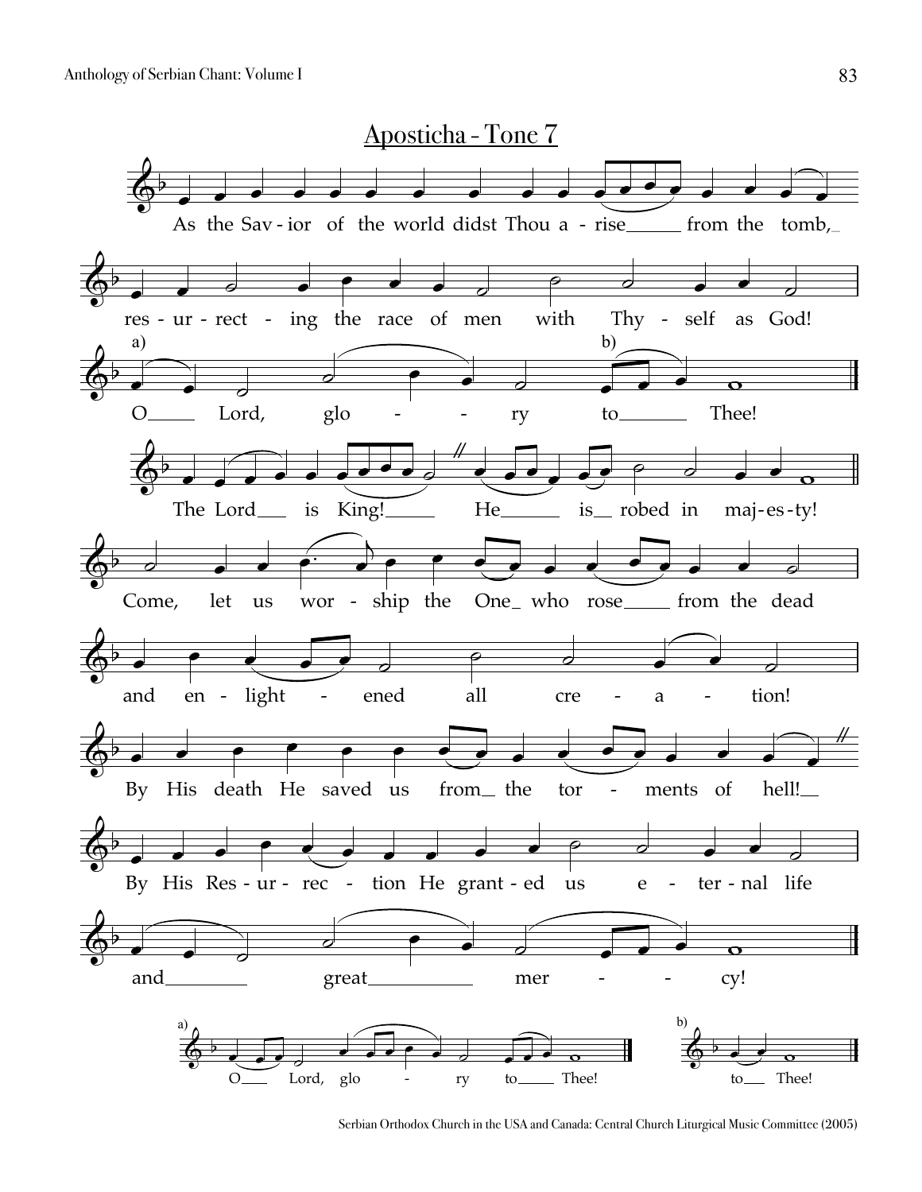## Aposticha - Tone 7

As the Sav - ior of the world didst Thou a - rise from the tomb,

res - ur - rect - ing the race of men with Thy - self as God!

a) O Lord, glo - - ry b) to Thee!

The Lord is King! He is robed in maj - es - ty!

Come, let us wor - ship the One who rose from the dead

and en - light - ened all cre - a - tion!

By His death He saved us from the tor - ments of hell!

By His Res - ur - rec - tion He grant - ed us e - ter - nal life

and great mer - - cy!

a) O Lord, glo - ry to Thee!

b) to Thee!

Serbian Orthodox Church in the USA and Canada: Central Church Liturgical Music Committee (2005)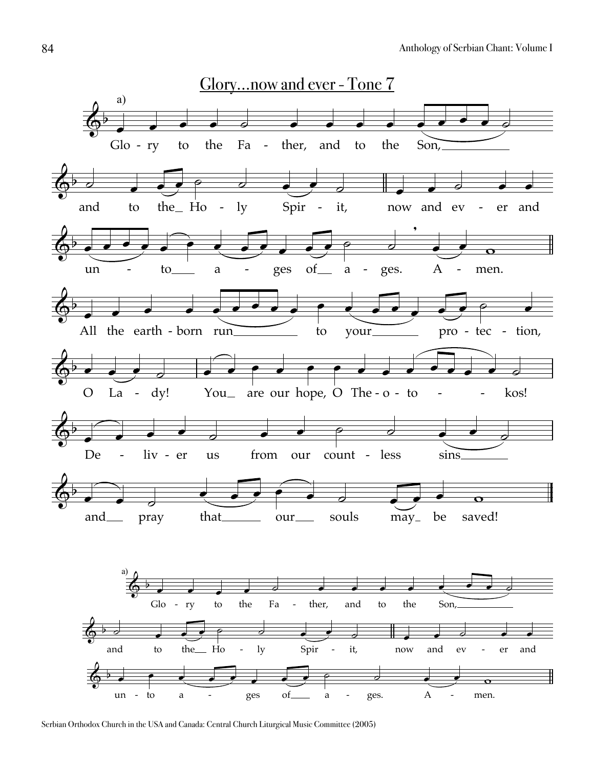## Glory…now and ever - Tone 7

a)

Glo - ry to the Fa - ther, and to the Son,

and to the Ho - ly Spir - it, now and ev - er and

un - to a - ges of a - ges. A - men.

All the earth - born run to your pro - tec - tion,

O La - dy! You are our hope, O The - o - to - kos!

De - liv - er us from our count - less sins

and pray that our souls may be saved!

a)

Glo - ry to the Fa - ther, and to the Son,

and to the Ho - ly Spir - it, now and ev - er and

un - to a - ges of a - ges. A - men.

Serbian Orthodox Church in the USA and Canada: Central Church Liturgical Music Committee (2005)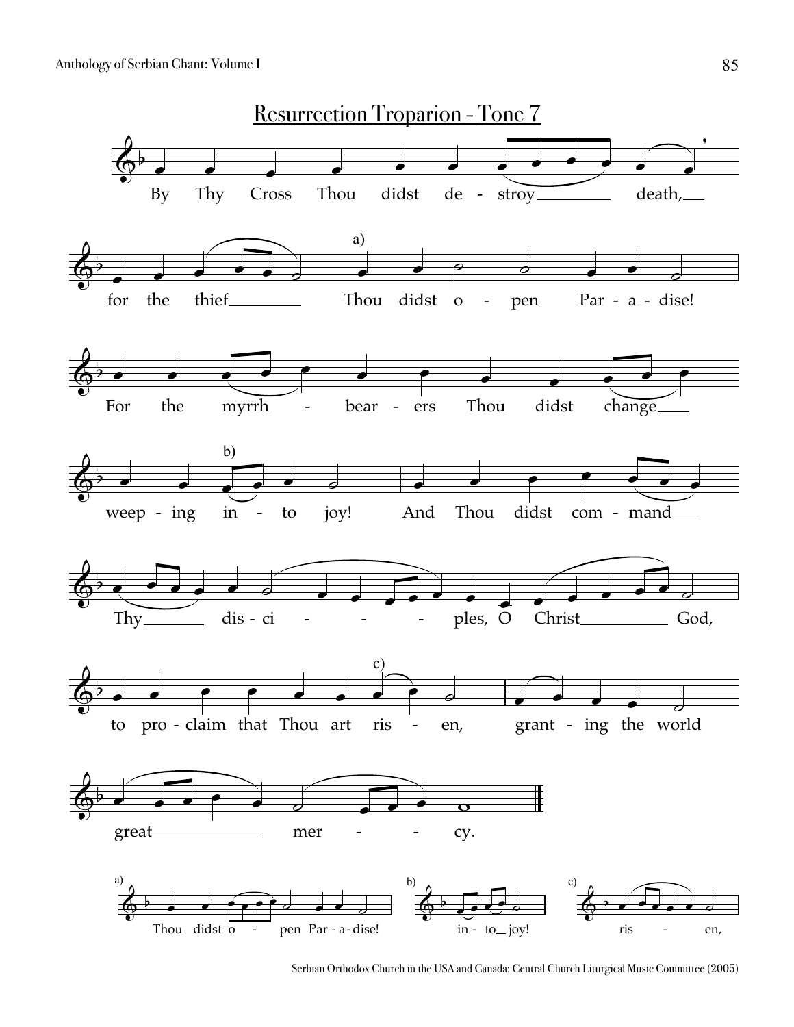# Resurrection Troparion - Tone 7

By Thy Cross Thou didst de - stroy death, for the thief Thou didst o - pen Par - a - dise! For the myrrh - bear - ers Thou didst change weep - ing in - to joy! And Thou didst com - mand Thy dis - ci - - - ples, O Christ God, to pro - claim that Thou art ris - en, grant - ing the world great mer - - cy.

a) Thou didst o - pen Par - a - dise!

b) in - to joy!

c) ris - en,

Serbian Orthodox Church in the USA and Canada: Central Church Liturgical Music Committee (2005)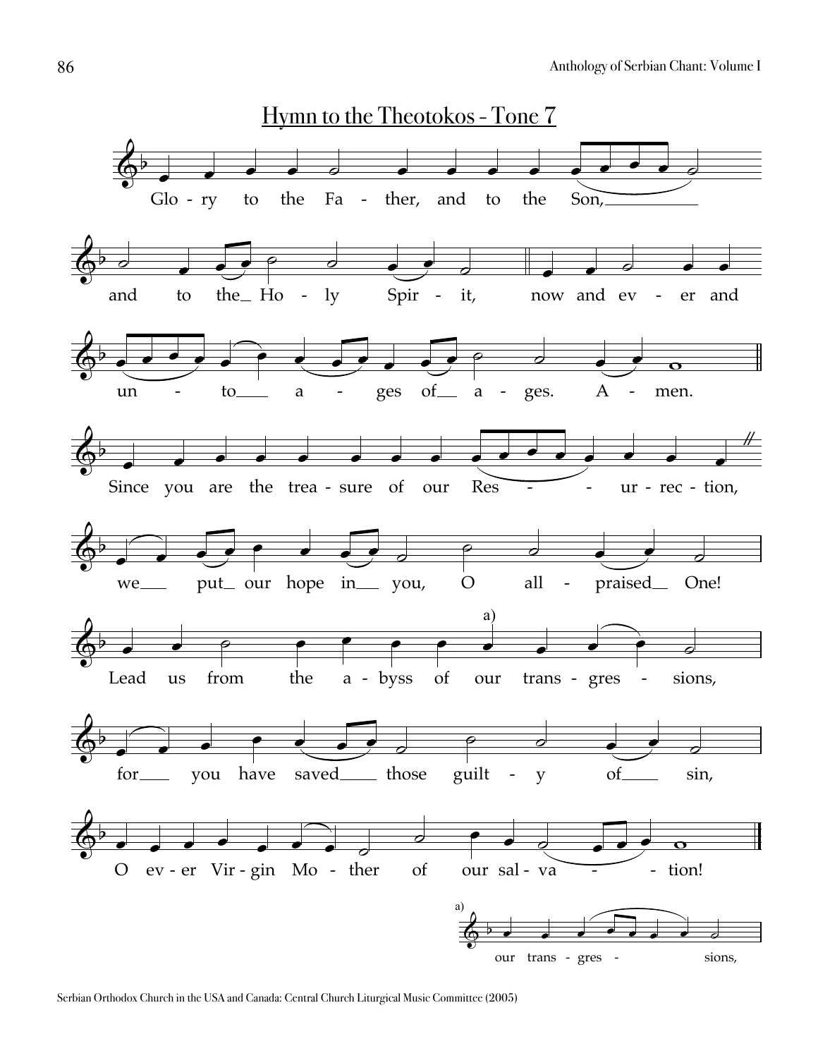# Hymn to the Theotokos - Tone 7

Glo - ry to the Fa - ther, and to the Son,

and to the Ho - ly Spir - it, now and ev - er and

un - to a - ges of a - ges. A - men.

Since you are the trea - sure of our Res - ur - rec - tion,

we put our hope in you, O all - praised One!

Lead us from the a - byss of our trans - gres - sions,

for you have saved those guilt - y of sin,

O ev - er Vir - gin Mo - ther of our sal - va - tion!

a) our trans - gres - sions,

Serbian Orthodox Church in the USA and Canada: Central Church Liturgical Music Committee (2005)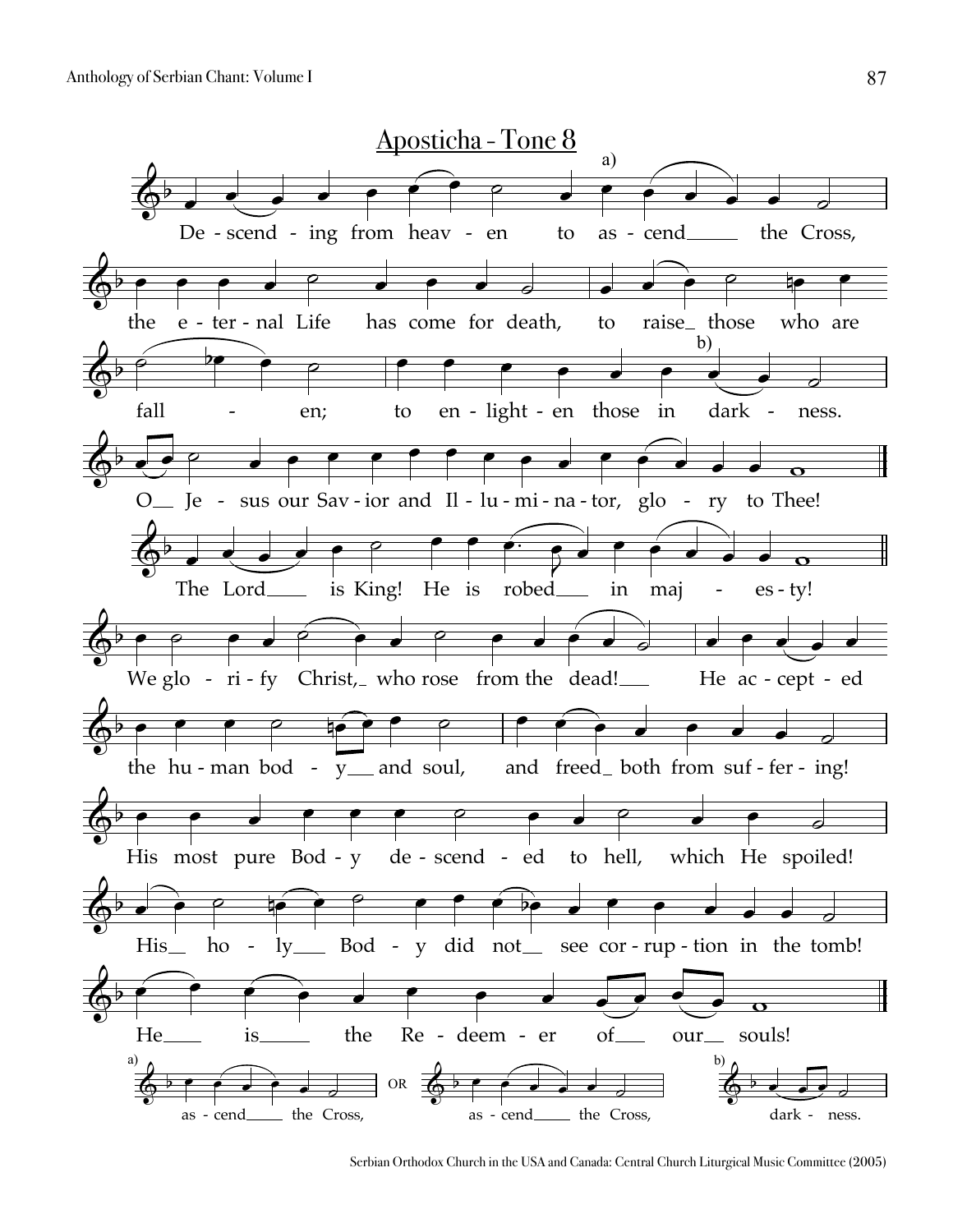# Aposticha - Tone 8

a)

De - scend - ing from heav - en to as - cend the Cross,

the e - ter - nal Life has come for death, to raise those who are

b)

fall - en; to en - light - en those in dark - ness.

O Je - sus our Sav - ior and Il - lu - mi - na - tor, glo - ry to Thee!

The Lord is King! He is robed in maj - es - ty!

We glo - ri - fy Christ, who rose from the dead! He ac - cept - ed

the hu - man bod - y and soul, and freed both from suf - fer - ing!

His most pure Bod - y de - scend - ed to hell, which He spoiled!

His ho - ly Bod - y did not see cor - rup - tion in the tomb!

He is the Re - deem - er of our souls!

a) as - cend the Cross, OR as - cend the Cross,

b) dark - ness.

Serbian Orthodox Church in the USA and Canada: Central Church Liturgical Music Committee (2005)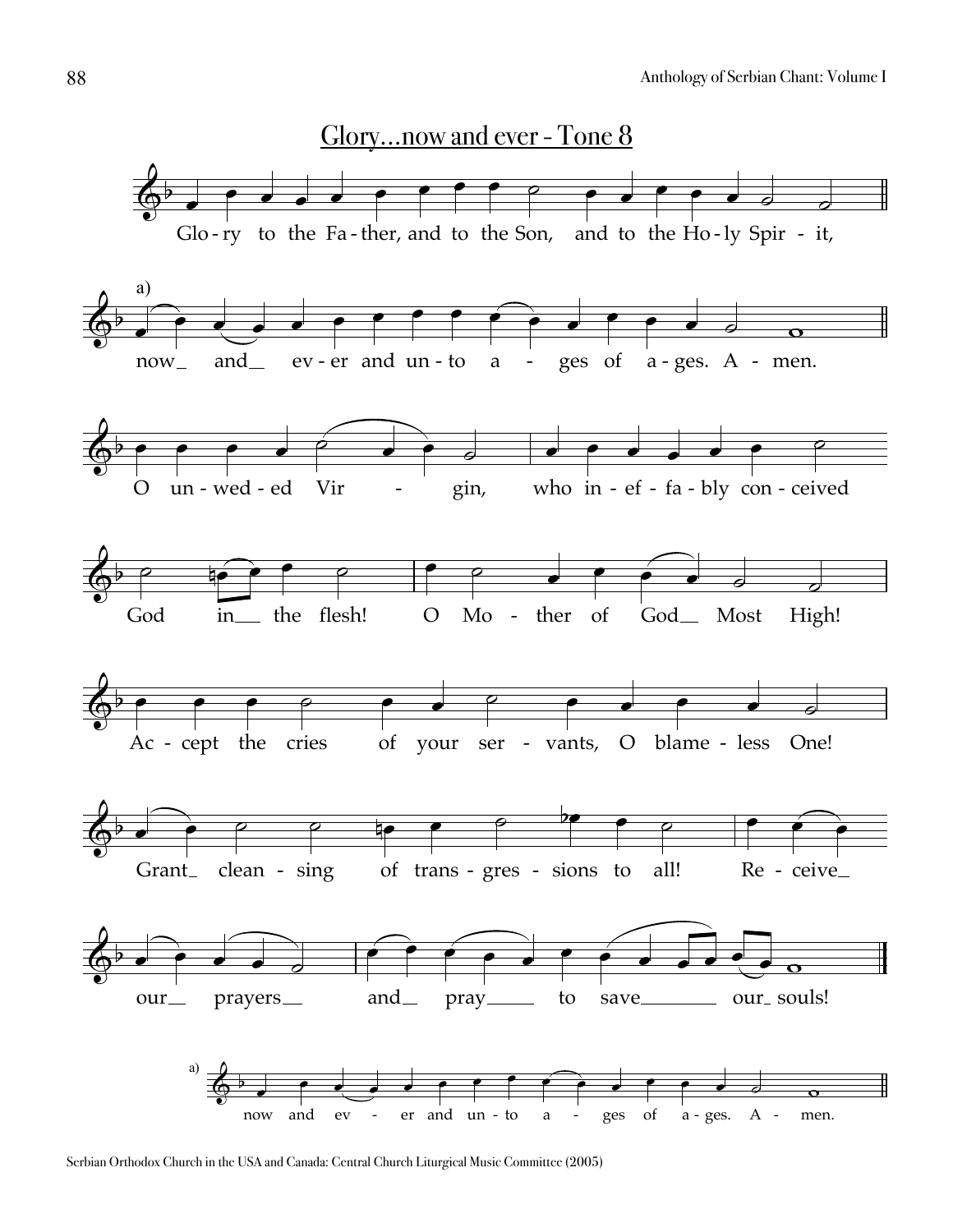## Glory…now and ever - Tone 8

Glo-ry to the Fa-ther, and to the Son, and to the Ho-ly Spir - it,

a) now_ and_ ev-er and un-to a - ges of a-ges. A - men.

O un-wed-ed Vir - gin, who in-ef-fa-bly con-ceived

God in_ the flesh! O Mo - ther of God_ Most High!

Ac-cept the cries of your ser - vants, O blame-less One!

Grant_ clean-sing of trans-gres-sions to all! Re-ceive_

our_ prayers_ and_ pray_ to save_ our_ souls!

a) now and ev - er and un-to a - ges of a-ges. A - men.

Serbian Orthodox Church in the USA and Canada: Central Church Liturgical Music Committee (2005)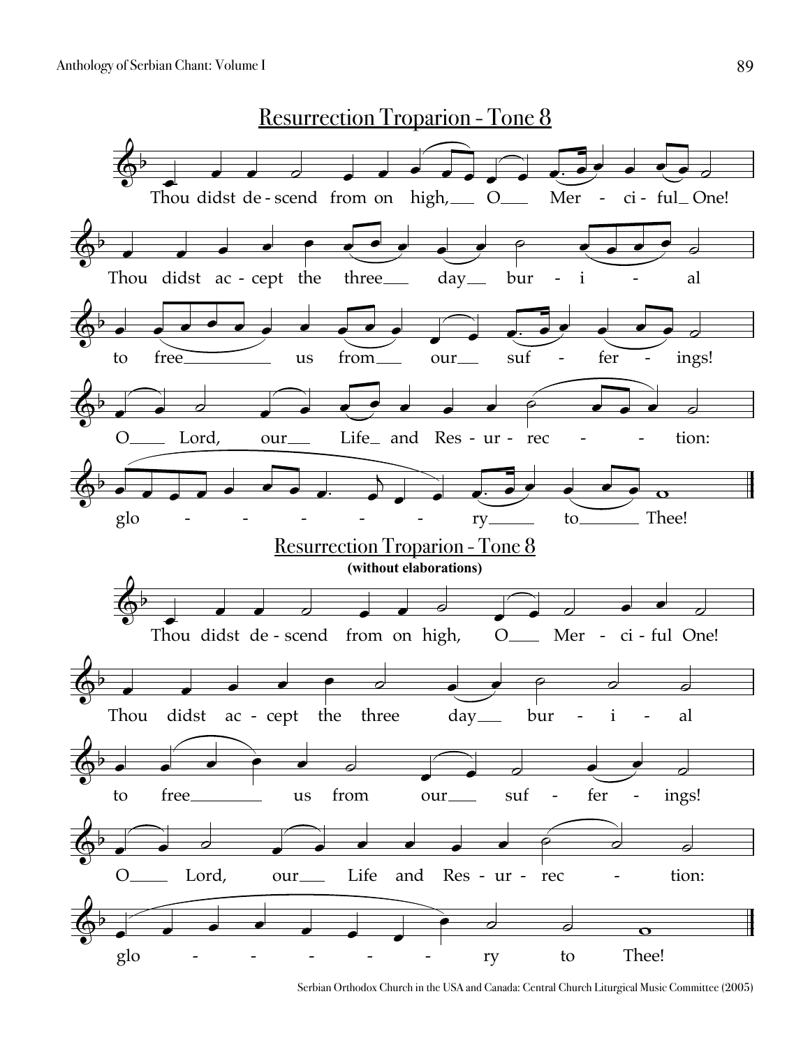## Resurrection Troparion - Tone 8

Thou didst de - scend from on high, O Mer - ci - ful One!

Thou didst ac - cept the three day bur - i - al

to free us from our suf - fer - ings!

O Lord, our Life and Res - ur - rec - tion:

glo - - - - - - ry to Thee!

## Resurrection Troparion - Tone 8

**(without elaborations)**

Thou didst de - scend from on high, O Mer - ci - ful One!

Thou didst ac - cept the three day bur - i - al

to free us from our suf - fer - ings!

O Lord, our Life and Res - ur - rec - tion:

glo - - - - - - ry to Thee!

Serbian Orthodox Church in the USA and Canada: Central Church Liturgical Music Committee (2005)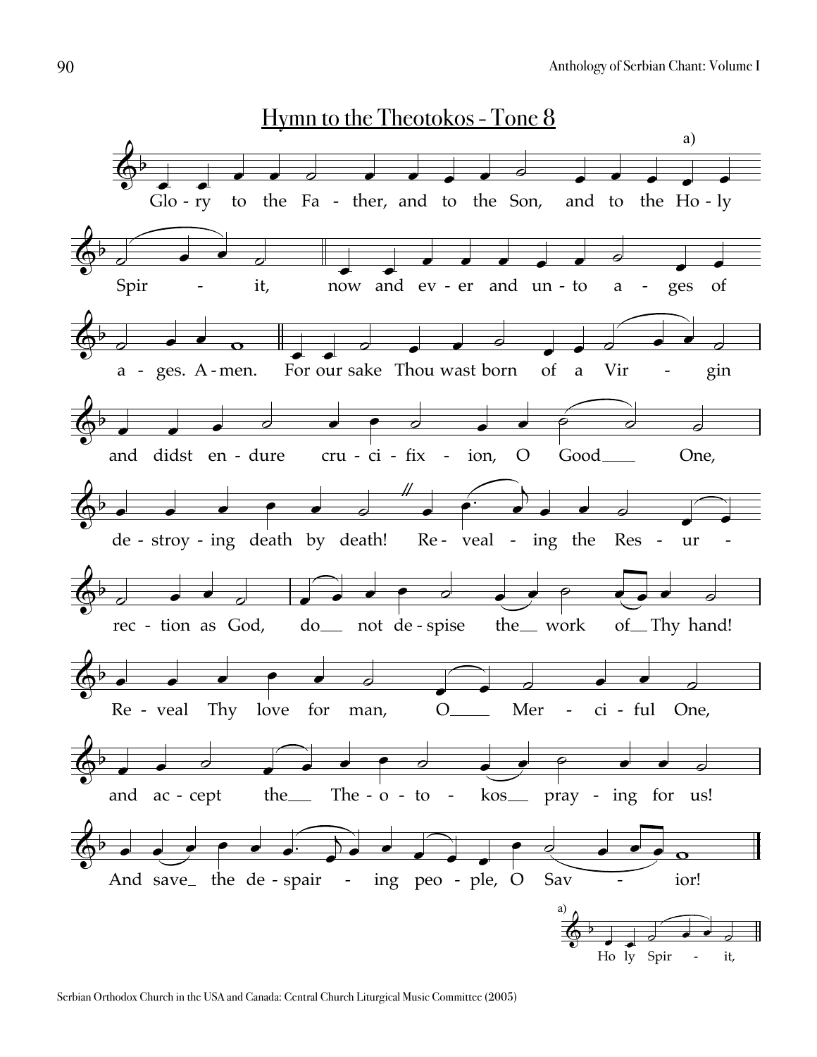# Hymn to the Theotokos - Tone 8

a)

Glo - ry to the Fa - ther, and to the Son, and to the Ho - ly

Spir - it, now and ev - er and un - to a - ges of

a - ges. A - men. For our sake Thou wast born of a Vir - gin

and didst en - dure cru - ci - fix - ion, O Good One,

de - stroy - ing death by death! Re - veal - ing the Res - ur -

rec - tion as God, do not de - spise the work of Thy hand!

Re - veal Thy love for man, O Mer - ci - ful One,

and ac - cept the The - o - to - kos pray - ing for us!

And save the de - spair - ing peo - ple, O Sav - ior!

a) Ho ly Spir - it,

Serbian Orthodox Church in the USA and Canada: Central Church Liturgical Music Committee (2005)